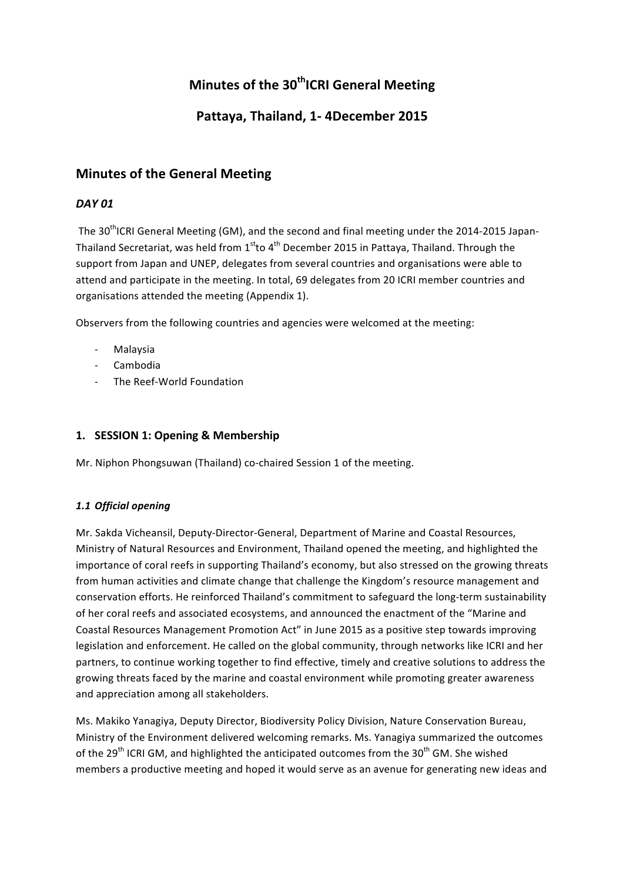# Minutes of the 30th ICRI General Meeting

# Pattaya, Thailand, 1- 4December 2015

## Minutes of the General Meeting

### *DAY 01*

The 30th ICRI General Meeting (GM), and the second and final meeting under the 2014-2015 Japan-Thailand Secretariat, was held from 1st to 4th December 2015 in Pattaya, Thailand. Through the support from Japan and UNEP, delegates from several countries and organisations were able to attend and participate in the meeting. In total, 69 delegates from 20 ICRI member countries and organisations attended the meeting (Appendix 1).

Observers from the following countries and agencies were welcomed at the meeting:

- Malaysia
- Cambodia
- The Reef-World Foundation

### 1. SESSION 1: Opening & Membership

Mr. Niphon Phongsuwan (Thailand) co-chaired Session 1 of the meeting.

#### *1.1 Official opening*

Mr. Sakda Vicheansil, Deputy-Director-General, Department of Marine and Coastal Resources, Ministry of Natural Resources and Environment, Thailand opened the meeting, and highlighted the importance of coral reefs in supporting Thailand's economy, but also stressed on the growing threats from human activities and climate change that challenge the Kingdom's resource management and conservation efforts. He reinforced Thailand's commitment to safeguard the long-term sustainability of her coral reefs and associated ecosystems, and announced the enactment of the "Marine and Coastal Resources Management Promotion Act" in June 2015 as a positive step towards improving legislation and enforcement. He called on the global community, through networks like ICRI and her partners, to continue working together to find effective, timely and creative solutions to address the growing threats faced by the marine and coastal environment while promoting greater awareness and appreciation among all stakeholders.

Ms. Makiko Yanagiya, Deputy Director, Biodiversity Policy Division, Nature Conservation Bureau, Ministry of the Environment delivered welcoming remarks. Ms. Yanagiya summarized the outcomes of the 29th ICRI GM, and highlighted the anticipated outcomes from the 30th GM. She wished members a productive meeting and hoped it would serve as an avenue for generating new ideas and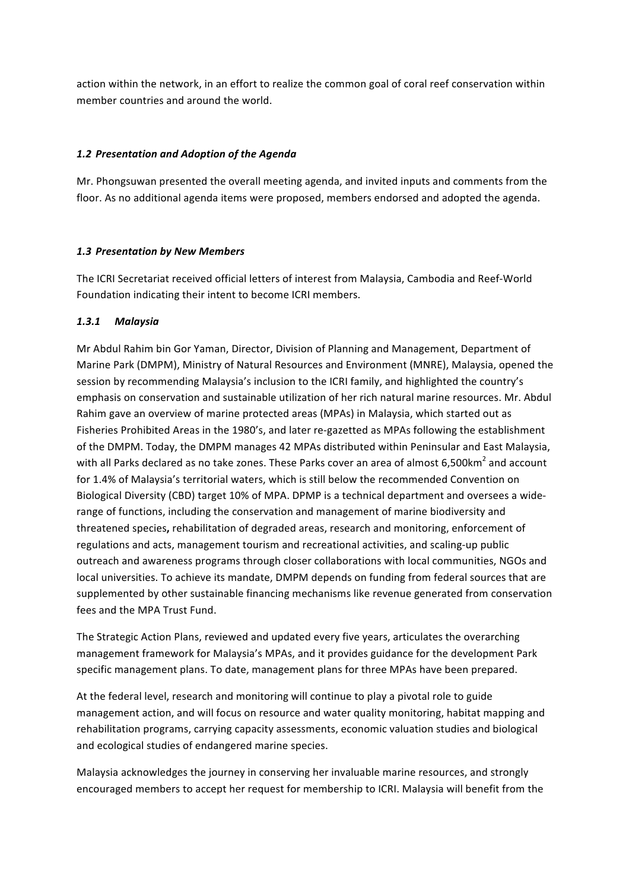action within the network, in an effort to realize the common goal of coral reef conservation within member countries and around the world.

### *1.2 Presentation and Adoption of the Agenda*

Mr. Phongsuwan presented the overall meeting agenda, and invited inputs and comments from the floor. As no additional agenda items were proposed, members endorsed and adopted the agenda.

### *1.3 Presentation by New Members*

The ICRI Secretariat received official letters of interest from Malaysia, Cambodia and Reef-World Foundation indicating their intent to become ICRI members.

#### *1.3.1 Malaysia*

Mr Abdul Rahim bin Gor Yaman, Director, Division of Planning and Management, Department of Marine Park (DMPM), Ministry of Natural Resources and Environment (MNRE), Malaysia, opened the session by recommending Malaysia's inclusion to the ICRI family, and highlighted the country's emphasis on conservation and sustainable utilization of her rich natural marine resources. Mr. Abdul Rahim gave an overview of marine protected areas (MPAs) in Malaysia, which started out as Fisheries Prohibited Areas in the 1980's, and later re-gazetted as MPAs following the establishment of the DMPM. Today, the DMPM manages 42 MPAs distributed within Peninsular and East Malaysia, with all Parks declared as no take zones. These Parks cover an area of almost 6,500km$^2$ and account for 1.4% of Malaysia's territorial waters, which is still below the recommended Convention on Biological Diversity (CBD) target 10% of MPA. DPMP is a technical department and oversees a wide-range of functions, including the conservation and management of marine biodiversity and threatened species**,** rehabilitation of degraded areas, research and monitoring, enforcement of regulations and acts, management tourism and recreational activities, and scaling-up public outreach and awareness programs through closer collaborations with local communities, NGOs and local universities. To achieve its mandate, DMPM depends on funding from federal sources that are supplemented by other sustainable financing mechanisms like revenue generated from conservation fees and the MPA Trust Fund.

The Strategic Action Plans, reviewed and updated every five years, articulates the overarching management framework for Malaysia's MPAs, and it provides guidance for the development Park specific management plans. To date, management plans for three MPAs have been prepared.

At the federal level, research and monitoring will continue to play a pivotal role to guide management action, and will focus on resource and water quality monitoring, habitat mapping and rehabilitation programs, carrying capacity assessments, economic valuation studies and biological and ecological studies of endangered marine species.

Malaysia acknowledges the journey in conserving her invaluable marine resources, and strongly encouraged members to accept her request for membership to ICRI. Malaysia will benefit from the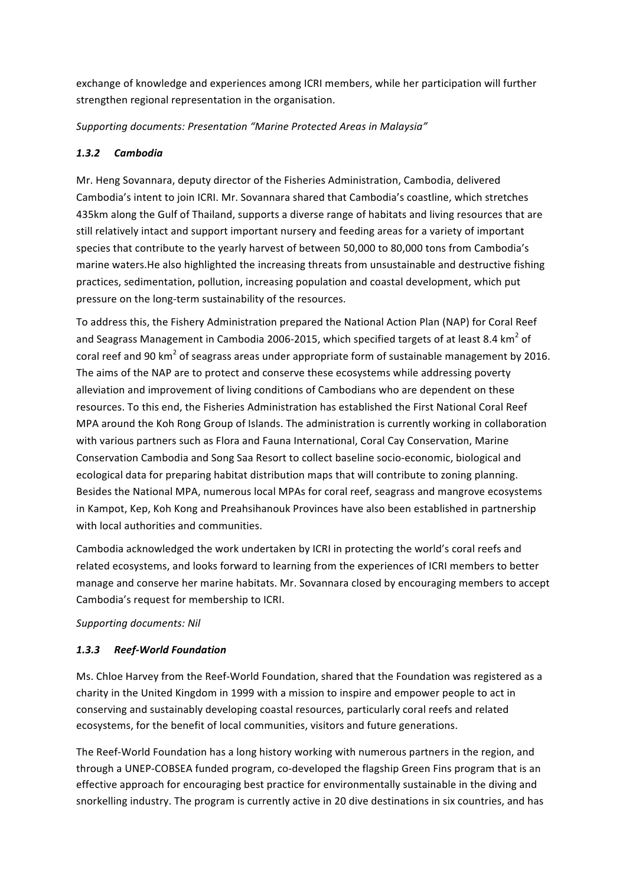exchange of knowledge and experiences among ICRI members, while her participation will further strengthen regional representation in the organisation.

*Supporting documents: Presentation "Marine Protected Areas in Malaysia"*

### *1.3.2 Cambodia*

Mr. Heng Sovannara, deputy director of the Fisheries Administration, Cambodia, delivered Cambodia's intent to join ICRI. Mr. Sovannara shared that Cambodia's coastline, which stretches 435km along the Gulf of Thailand, supports a diverse range of habitats and living resources that are still relatively intact and support important nursery and feeding areas for a variety of important species that contribute to the yearly harvest of between 50,000 to 80,000 tons from Cambodia's marine waters.He also highlighted the increasing threats from unsustainable and destructive fishing practices, sedimentation, pollution, increasing population and coastal development, which put pressure on the long-term sustainability of the resources.

To address this, the Fishery Administration prepared the National Action Plan (NAP) for Coral Reef and Seagrass Management in Cambodia 2006-2015, which specified targets of at least 8.4 $km^2$ of coral reef and 90 $km^2$ of seagrass areas under appropriate form of sustainable management by 2016. The aims of the NAP are to protect and conserve these ecosystems while addressing poverty alleviation and improvement of living conditions of Cambodians who are dependent on these resources. To this end, the Fisheries Administration has established the First National Coral Reef MPA around the Koh Rong Group of Islands. The administration is currently working in collaboration with various partners such as Flora and Fauna International, Coral Cay Conservation, Marine Conservation Cambodia and Song Saa Resort to collect baseline socio-economic, biological and ecological data for preparing habitat distribution maps that will contribute to zoning planning. Besides the National MPA, numerous local MPAs for coral reef, seagrass and mangrove ecosystems in Kampot, Kep, Koh Kong and Preahsihanouk Provinces have also been established in partnership with local authorities and communities.

Cambodia acknowledged the work undertaken by ICRI in protecting the world's coral reefs and related ecosystems, and looks forward to learning from the experiences of ICRI members to better manage and conserve her marine habitats. Mr. Sovannara closed by encouraging members to accept Cambodia's request for membership to ICRI.

*Supporting documents: Nil*

### *1.3.3 Reef-World Foundation*

Ms. Chloe Harvey from the Reef-World Foundation, shared that the Foundation was registered as a charity in the United Kingdom in 1999 with a mission to inspire and empower people to act in conserving and sustainably developing coastal resources, particularly coral reefs and related ecosystems, for the benefit of local communities, visitors and future generations.

The Reef-World Foundation has a long history working with numerous partners in the region, and through a UNEP-COBSEA funded program, co-developed the flagship Green Fins program that is an effective approach for encouraging best practice for environmentally sustainable in the diving and snorkelling industry. The program is currently active in 20 dive destinations in six countries, and has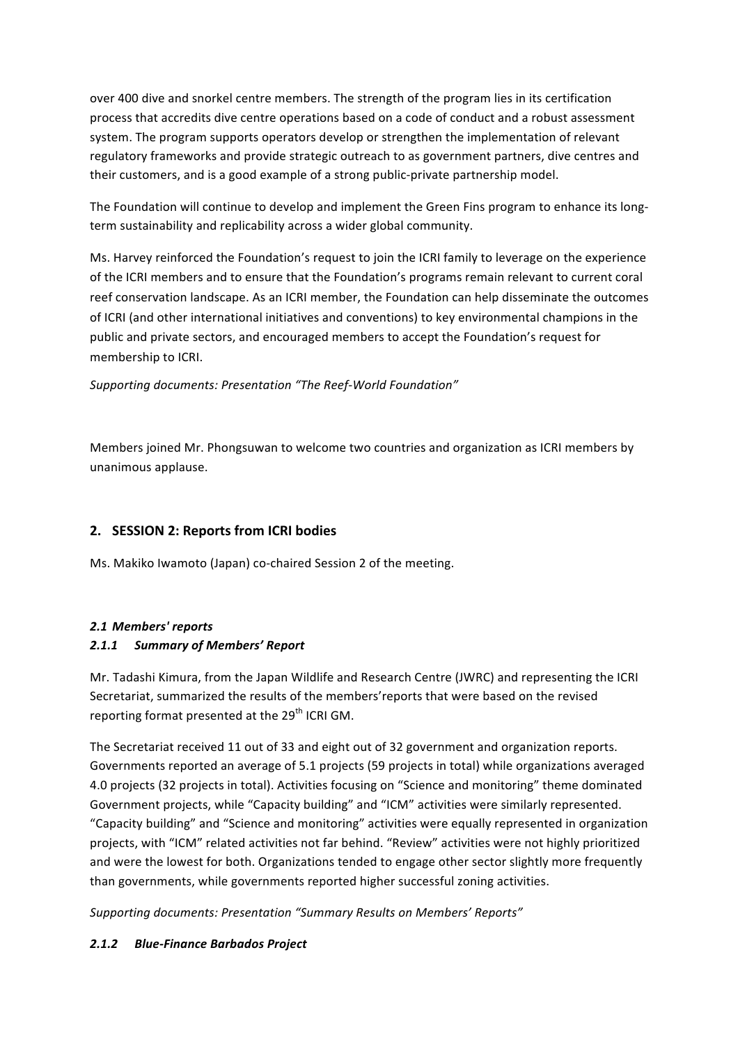over 400 dive and snorkel centre members. The strength of the program lies in its certification process that accredits dive centre operations based on a code of conduct and a robust assessment system. The program supports operators develop or strengthen the implementation of relevant regulatory frameworks and provide strategic outreach to as government partners, dive centres and their customers, and is a good example of a strong public-private partnership model.

The Foundation will continue to develop and implement the Green Fins program to enhance its long-term sustainability and replicability across a wider global community.

Ms. Harvey reinforced the Foundation's request to join the ICRI family to leverage on the experience of the ICRI members and to ensure that the Foundation's programs remain relevant to current coral reef conservation landscape. As an ICRI member, the Foundation can help disseminate the outcomes of ICRI (and other international initiatives and conventions) to key environmental champions in the public and private sectors, and encouraged members to accept the Foundation's request for membership to ICRI.

*Supporting documents: Presentation "The Reef-World Foundation"*

Members joined Mr. Phongsuwan to welcome two countries and organization as ICRI members by unanimous applause.

## 2. SESSION 2: Reports from ICRI bodies

Ms. Makiko Iwamoto (Japan) co-chaired Session 2 of the meeting.

### *2.1 Members' reports*

#### *2.1.1 Summary of Members' Report*

Mr. Tadashi Kimura, from the Japan Wildlife and Research Centre (JWRC) and representing the ICRI Secretariat, summarized the results of the members'reports that were based on the revised reporting format presented at the 29th ICRI GM.

The Secretariat received 11 out of 33 and eight out of 32 government and organization reports. Governments reported an average of 5.1 projects (59 projects in total) while organizations averaged 4.0 projects (32 projects in total). Activities focusing on "Science and monitoring" theme dominated Government projects, while "Capacity building" and "ICM" activities were similarly represented. "Capacity building" and "Science and monitoring" activities were equally represented in organization projects, with "ICM" related activities not far behind. "Review" activities were not highly prioritized and were the lowest for both. Organizations tended to engage other sector slightly more frequently than governments, while governments reported higher successful zoning activities.

*Supporting documents: Presentation "Summary Results on Members' Reports"*

#### *2.1.2 Blue-Finance Barbados Project*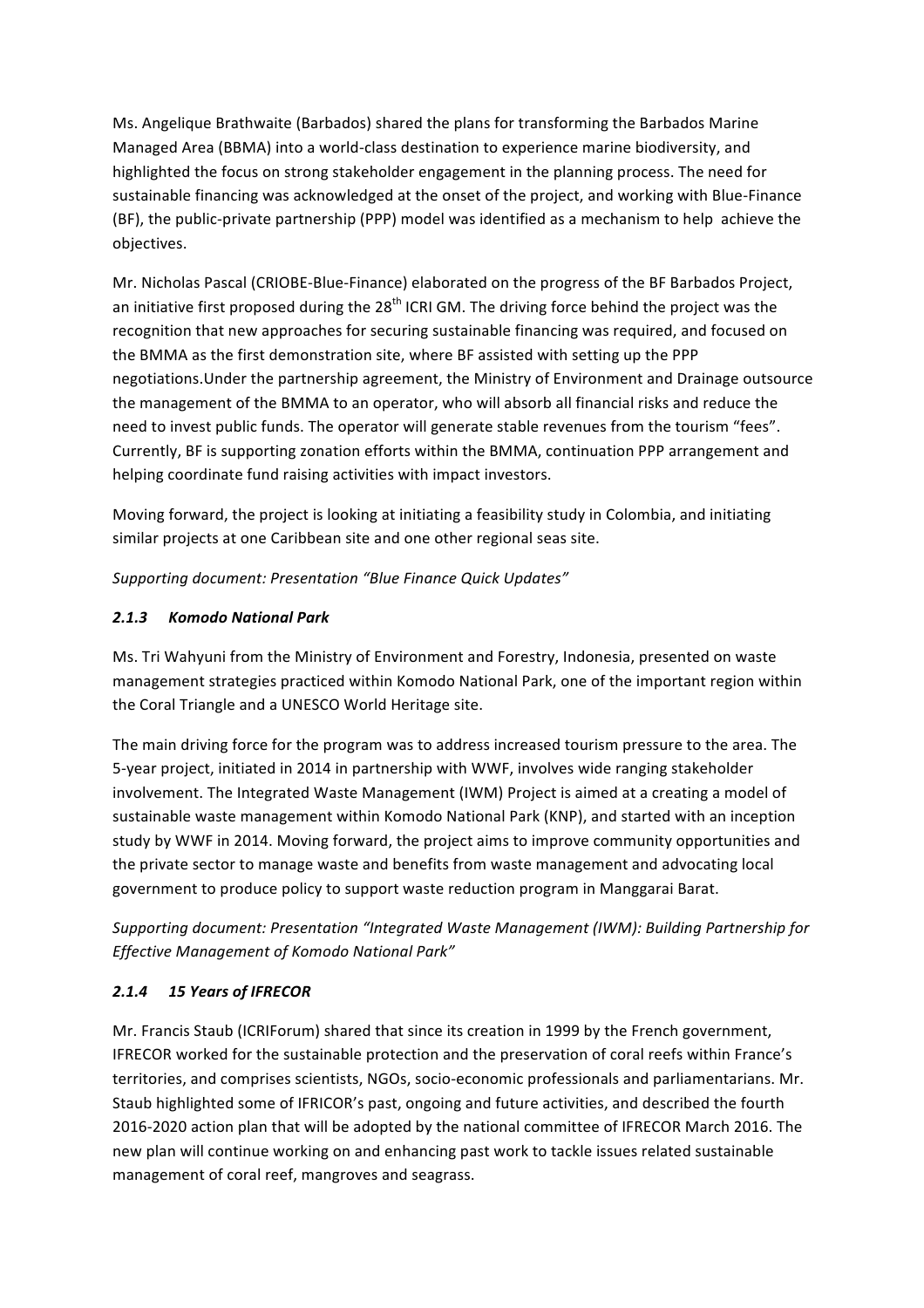Ms. Angelique Brathwaite (Barbados) shared the plans for transforming the Barbados Marine Managed Area (BBMA) into a world-class destination to experience marine biodiversity, and highlighted the focus on strong stakeholder engagement in the planning process. The need for sustainable financing was acknowledged at the onset of the project, and working with Blue-Finance (BF), the public-private partnership (PPP) model was identified as a mechanism to help achieve the objectives.

Mr. Nicholas Pascal (CRIOBE-Blue-Finance) elaborated on the progress of the BF Barbados Project, an initiative first proposed during the 28th ICRI GM. The driving force behind the project was the recognition that new approaches for securing sustainable financing was required, and focused on the BMMA as the first demonstration site, where BF assisted with setting up the PPP negotiations.Under the partnership agreement, the Ministry of Environment and Drainage outsource the management of the BMMA to an operator, who will absorb all financial risks and reduce the need to invest public funds. The operator will generate stable revenues from the tourism "fees". Currently, BF is supporting zonation efforts within the BMMA, continuation PPP arrangement and helping coordinate fund raising activities with impact investors.

Moving forward, the project is looking at initiating a feasibility study in Colombia, and initiating similar projects at one Caribbean site and one other regional seas site.

*Supporting document: Presentation "Blue Finance Quick Updates"*

#### *2.1.3 Komodo National Park*

Ms. Tri Wahyuni from the Ministry of Environment and Forestry, Indonesia, presented on waste management strategies practiced within Komodo National Park, one of the important region within the Coral Triangle and a UNESCO World Heritage site.

The main driving force for the program was to address increased tourism pressure to the area. The 5-year project, initiated in 2014 in partnership with WWF, involves wide ranging stakeholder involvement. The Integrated Waste Management (IWM) Project is aimed at a creating a model of sustainable waste management within Komodo National Park (KNP), and started with an inception study by WWF in 2014. Moving forward, the project aims to improve community opportunities and the private sector to manage waste and benefits from waste management and advocating local government to produce policy to support waste reduction program in Manggarai Barat.

*Supporting document: Presentation "Integrated Waste Management (IWM): Building Partnership for Effective Management of Komodo National Park"*

#### *2.1.4 15 Years of IFRECOR*

Mr. Francis Staub (ICRIForum) shared that since its creation in 1999 by the French government, IFRECOR worked for the sustainable protection and the preservation of coral reefs within France's territories, and comprises scientists, NGOs, socio-economic professionals and parliamentarians. Mr. Staub highlighted some of IFRICOR's past, ongoing and future activities, and described the fourth 2016-2020 action plan that will be adopted by the national committee of IFRECOR March 2016. The new plan will continue working on and enhancing past work to tackle issues related sustainable management of coral reef, mangroves and seagrass.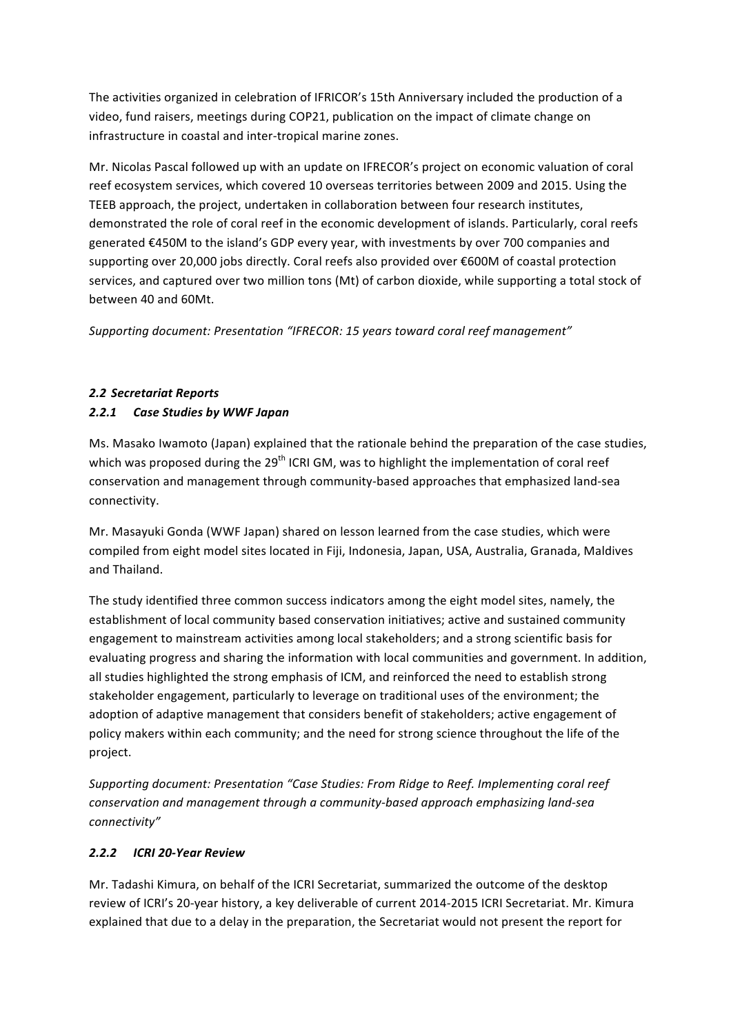The activities organized in celebration of IFRICOR's 15th Anniversary included the production of a video, fund raisers, meetings during COP21, publication on the impact of climate change on infrastructure in coastal and inter-tropical marine zones.

Mr. Nicolas Pascal followed up with an update on IFRECOR's project on economic valuation of coral reef ecosystem services, which covered 10 overseas territories between 2009 and 2015. Using the TEEB approach, the project, undertaken in collaboration between four research institutes, demonstrated the role of coral reef in the economic development of islands. Particularly, coral reefs generated €450M to the island's GDP every year, with investments by over 700 companies and supporting over 20,000 jobs directly. Coral reefs also provided over €600M of coastal protection services, and captured over two million tons (Mt) of carbon dioxide, while supporting a total stock of between 40 and 60Mt.

*Supporting document: Presentation "IFRECOR: 15 years toward coral reef management"*

### *2.2 Secretariat Reports*

#### *2.2.1 Case Studies by WWF Japan*

Ms. Masako Iwamoto (Japan) explained that the rationale behind the preparation of the case studies, which was proposed during the 29th ICRI GM, was to highlight the implementation of coral reef conservation and management through community-based approaches that emphasized land-sea connectivity.

Mr. Masayuki Gonda (WWF Japan) shared on lesson learned from the case studies, which were compiled from eight model sites located in Fiji, Indonesia, Japan, USA, Australia, Granada, Maldives and Thailand.

The study identified three common success indicators among the eight model sites, namely, the establishment of local community based conservation initiatives; active and sustained community engagement to mainstream activities among local stakeholders; and a strong scientific basis for evaluating progress and sharing the information with local communities and government. In addition, all studies highlighted the strong emphasis of ICM, and reinforced the need to establish strong stakeholder engagement, particularly to leverage on traditional uses of the environment; the adoption of adaptive management that considers benefit of stakeholders; active engagement of policy makers within each community; and the need for strong science throughout the life of the project.

*Supporting document: Presentation "Case Studies: From Ridge to Reef. Implementing coral reef conservation and management through a community-based approach emphasizing land-sea connectivity"*

#### *2.2.2 ICRI 20-Year Review*

Mr. Tadashi Kimura, on behalf of the ICRI Secretariat, summarized the outcome of the desktop review of ICRI's 20-year history, a key deliverable of current 2014-2015 ICRI Secretariat. Mr. Kimura explained that due to a delay in the preparation, the Secretariat would not present the report for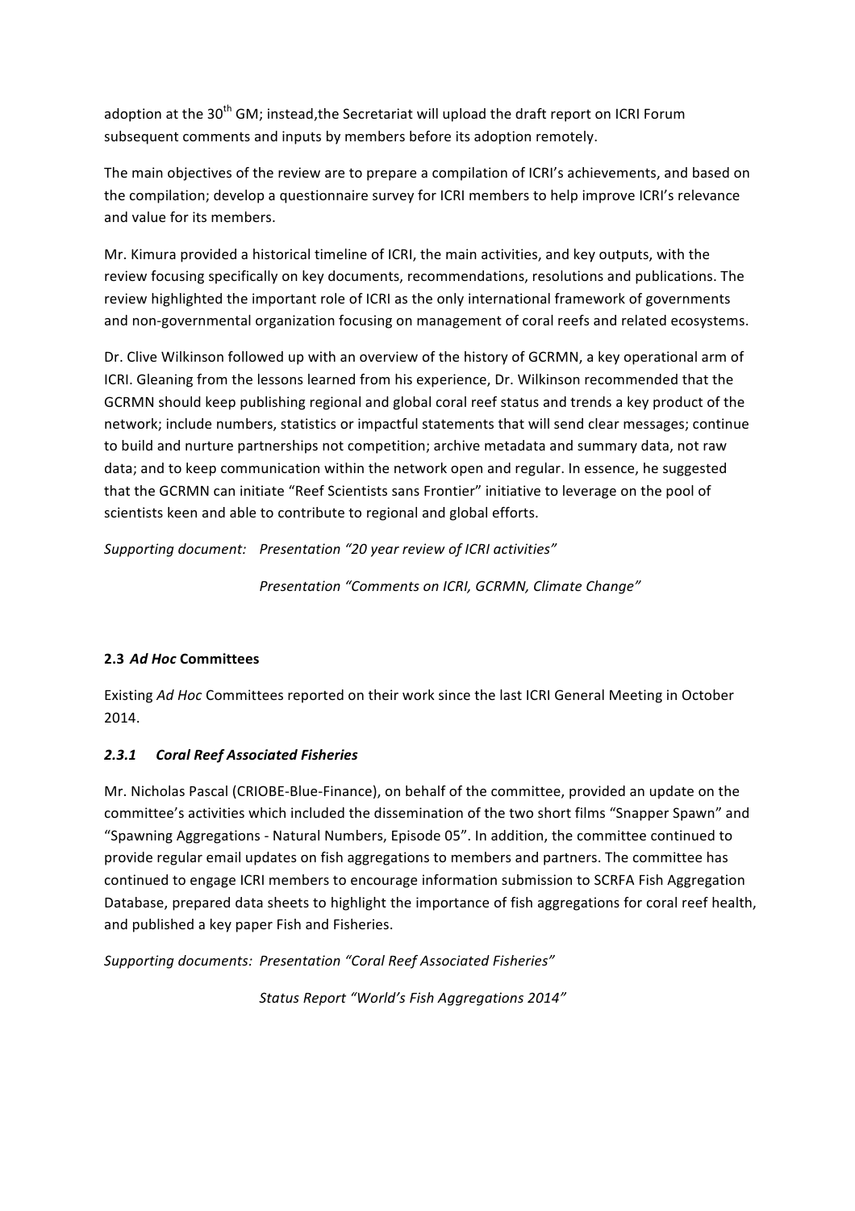adoption at the 30th GM; instead,the Secretariat will upload the draft report on ICRI Forum subsequent comments and inputs by members before its adoption remotely.

The main objectives of the review are to prepare a compilation of ICRI's achievements, and based on the compilation; develop a questionnaire survey for ICRI members to help improve ICRI's relevance and value for its members.

Mr. Kimura provided a historical timeline of ICRI, the main activities, and key outputs, with the review focusing specifically on key documents, recommendations, resolutions and publications. The review highlighted the important role of ICRI as the only international framework of governments and non-governmental organization focusing on management of coral reefs and related ecosystems.

Dr. Clive Wilkinson followed up with an overview of the history of GCRMN, a key operational arm of ICRI. Gleaning from the lessons learned from his experience, Dr. Wilkinson recommended that the GCRMN should keep publishing regional and global coral reef status and trends a key product of the network; include numbers, statistics or impactful statements that will send clear messages; continue to build and nurture partnerships not competition; archive metadata and summary data, not raw data; and to keep communication within the network open and regular. In essence, he suggested that the GCRMN can initiate "Reef Scientists sans Frontier" initiative to leverage on the pool of scientists keen and able to contribute to regional and global efforts.

*Supporting document: Presentation "20 year review of ICRI activities"*

*Presentation "Comments on ICRI, GCRMN, Climate Change"*

### 2.3 *Ad Hoc* Committees

Existing *Ad Hoc* Committees reported on their work since the last ICRI General Meeting in October 2014.

#### *2.3.1 Coral Reef Associated Fisheries*

Mr. Nicholas Pascal (CRIOBE-Blue-Finance), on behalf of the committee, provided an update on the committee's activities which included the dissemination of the two short films "Snapper Spawn" and "Spawning Aggregations - Natural Numbers, Episode 05". In addition, the committee continued to provide regular email updates on fish aggregations to members and partners. The committee has continued to engage ICRI members to encourage information submission to SCRFA Fish Aggregation Database, prepared data sheets to highlight the importance of fish aggregations for coral reef health, and published a key paper Fish and Fisheries.

*Supporting documents: Presentation "Coral Reef Associated Fisheries"*

*Status Report "World's Fish Aggregations 2014"*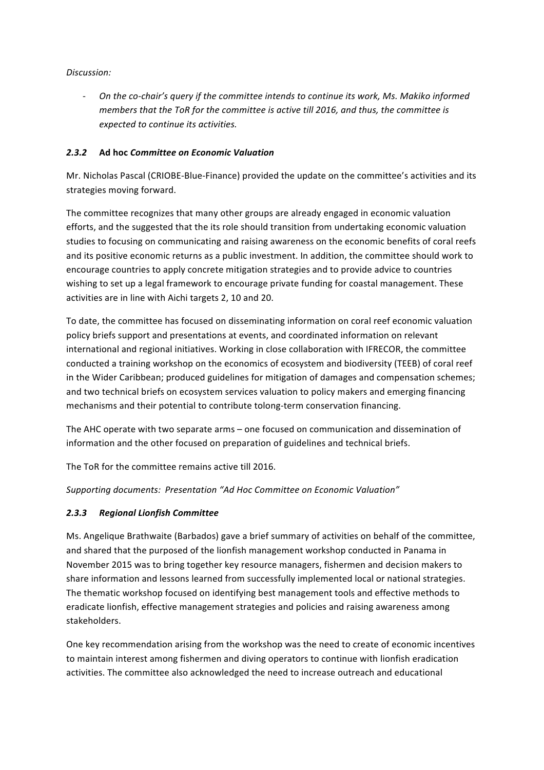*Discussion:*

- *On the co-chair's query if the committee intends to continue its work, Ms. Makiko informed members that the ToR for the committee is active till 2016, and thus, the committee is expected to continue its activities.*

### *2.3.2* **Ad hoc** ***Committee on Economic Valuation***

Mr. Nicholas Pascal (CRIOBE-Blue-Finance) provided the update on the committee's activities and its strategies moving forward.

The committee recognizes that many other groups are already engaged in economic valuation efforts, and the suggested that the its role should transition from undertaking economic valuation studies to focusing on communicating and raising awareness on the economic benefits of coral reefs and its positive economic returns as a public investment. In addition, the committee should work to encourage countries to apply concrete mitigation strategies and to provide advice to countries wishing to set up a legal framework to encourage private funding for coastal management. These activities are in line with Aichi targets 2, 10 and 20.

To date, the committee has focused on disseminating information on coral reef economic valuation policy briefs support and presentations at events, and coordinated information on relevant international and regional initiatives. Working in close collaboration with IFRECOR, the committee conducted a training workshop on the economics of ecosystem and biodiversity (TEEB) of coral reef in the Wider Caribbean; produced guidelines for mitigation of damages and compensation schemes; and two technical briefs on ecosystem services valuation to policy makers and emerging financing mechanisms and their potential to contribute tolong-term conservation financing.

The AHC operate with two separate arms – one focused on communication and dissemination of information and the other focused on preparation of guidelines and technical briefs.

The ToR for the committee remains active till 2016.

*Supporting documents: Presentation "Ad Hoc Committee on Economic Valuation"*

### *2.3.3 Regional Lionfish Committee*

Ms. Angelique Brathwaite (Barbados) gave a brief summary of activities on behalf of the committee, and shared that the purposed of the lionfish management workshop conducted in Panama in November 2015 was to bring together key resource managers, fishermen and decision makers to share information and lessons learned from successfully implemented local or national strategies. The thematic workshop focused on identifying best management tools and effective methods to eradicate lionfish, effective management strategies and policies and raising awareness among stakeholders.

One key recommendation arising from the workshop was the need to create of economic incentives to maintain interest among fishermen and diving operators to continue with lionfish eradication activities. The committee also acknowledged the need to increase outreach and educational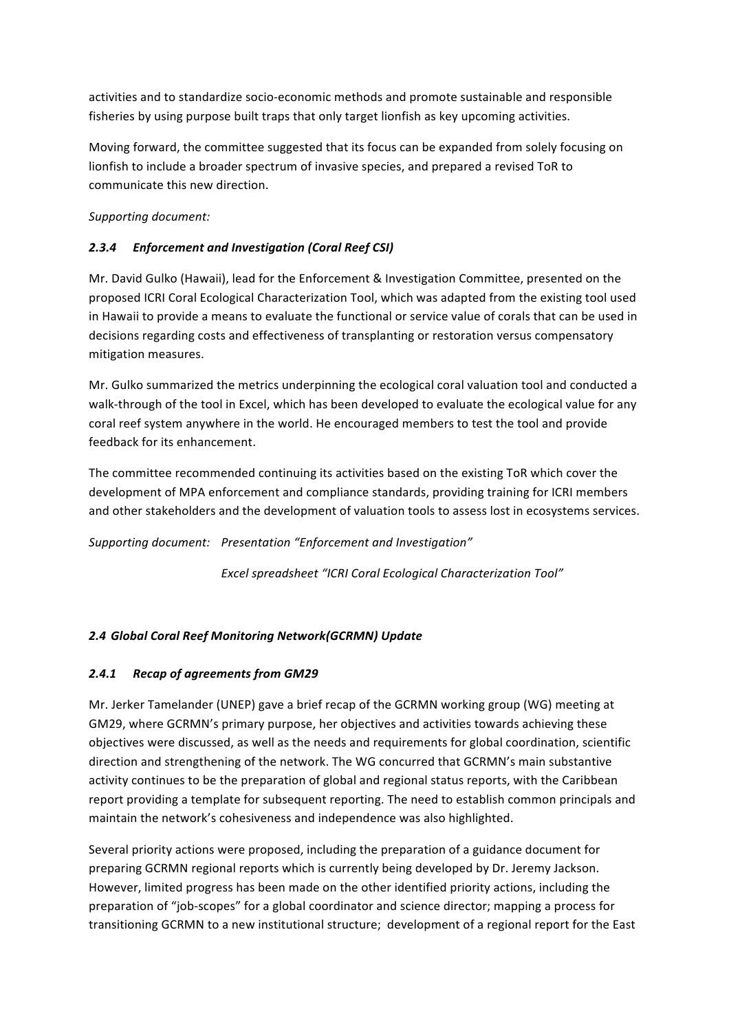activities and to standardize socio-economic methods and promote sustainable and responsible fisheries by using purpose built traps that only target lionfish as key upcoming activities.

Moving forward, the committee suggested that its focus can be expanded from solely focusing on lionfish to include a broader spectrum of invasive species, and prepared a revised ToR to communicate this new direction.

*Supporting document:*

#### *2.3.4 Enforcement and Investigation (Coral Reef CSI)*

Mr. David Gulko (Hawaii), lead for the Enforcement & Investigation Committee, presented on the proposed ICRI Coral Ecological Characterization Tool, which was adapted from the existing tool used in Hawaii to provide a means to evaluate the functional or service value of corals that can be used in decisions regarding costs and effectiveness of transplanting or restoration versus compensatory mitigation measures.

Mr. Gulko summarized the metrics underpinning the ecological coral valuation tool and conducted a walk-through of the tool in Excel, which has been developed to evaluate the ecological value for any coral reef system anywhere in the world. He encouraged members to test the tool and provide feedback for its enhancement.

The committee recommended continuing its activities based on the existing ToR which cover the development of MPA enforcement and compliance standards, providing training for ICRI members and other stakeholders and the development of valuation tools to assess lost in ecosystems services.

*Supporting document: Presentation "Enforcement and Investigation"*

*Excel spreadsheet "ICRI Coral Ecological Characterization Tool"*

### *2.4 Global Coral Reef Monitoring Network(GCRMN) Update*

#### *2.4.1 Recap of agreements from GM29*

Mr. Jerker Tamelander (UNEP) gave a brief recap of the GCRMN working group (WG) meeting at GM29, where GCRMN's primary purpose, her objectives and activities towards achieving these objectives were discussed, as well as the needs and requirements for global coordination, scientific direction and strengthening of the network. The WG concurred that GCRMN's main substantive activity continues to be the preparation of global and regional status reports, with the Caribbean report providing a template for subsequent reporting. The need to establish common principals and maintain the network's cohesiveness and independence was also highlighted.

Several priority actions were proposed, including the preparation of a guidance document for preparing GCRMN regional reports which is currently being developed by Dr. Jeremy Jackson. However, limited progress has been made on the other identified priority actions, including the preparation of "job-scopes" for a global coordinator and science director; mapping a process for transitioning GCRMN to a new institutional structure; development of a regional report for the East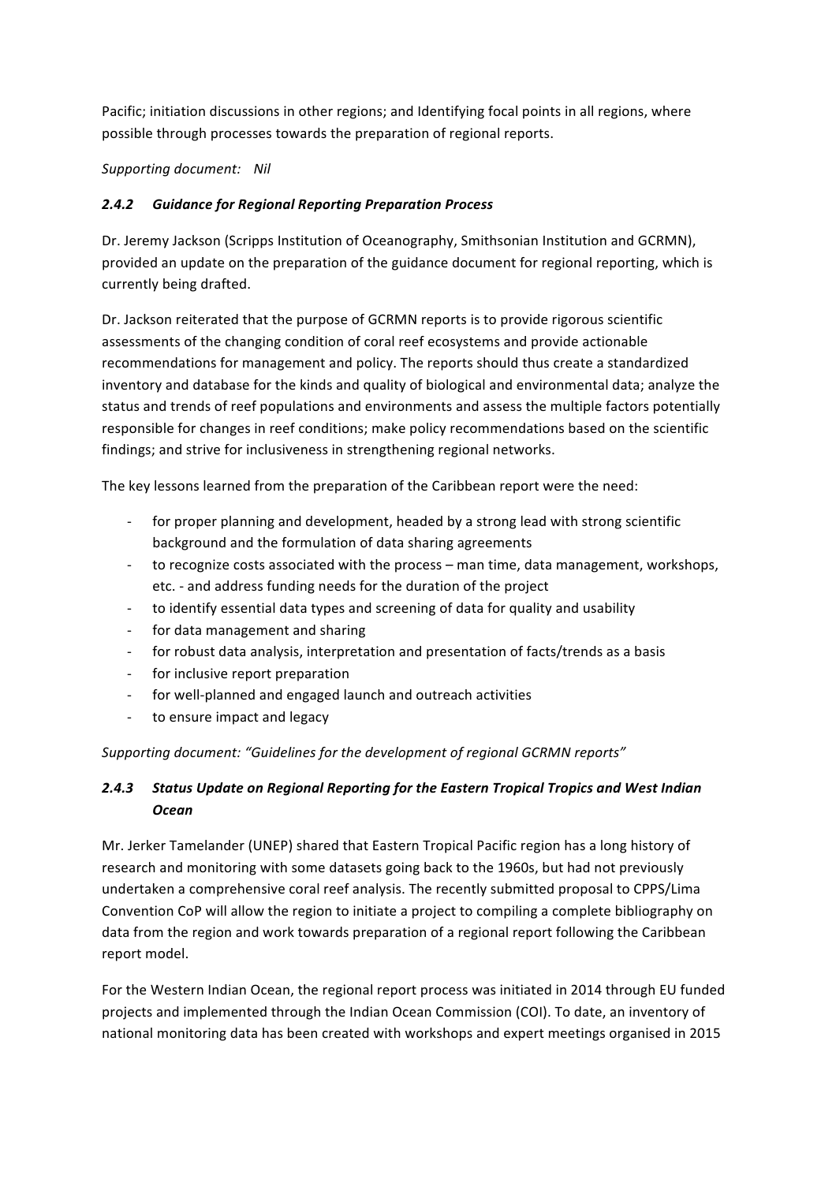Pacific; initiation discussions in other regions; and Identifying focal points in all regions, where possible through processes towards the preparation of regional reports.

*Supporting document: Nil*

### *2.4.2 Guidance for Regional Reporting Preparation Process*

Dr. Jeremy Jackson (Scripps Institution of Oceanography, Smithsonian Institution and GCRMN), provided an update on the preparation of the guidance document for regional reporting, which is currently being drafted.

Dr. Jackson reiterated that the purpose of GCRMN reports is to provide rigorous scientific assessments of the changing condition of coral reef ecosystems and provide actionable recommendations for management and policy. The reports should thus create a standardized inventory and database for the kinds and quality of biological and environmental data; analyze the status and trends of reef populations and environments and assess the multiple factors potentially responsible for changes in reef conditions; make policy recommendations based on the scientific findings; and strive for inclusiveness in strengthening regional networks.

The key lessons learned from the preparation of the Caribbean report were the need:

- for proper planning and development, headed by a strong lead with strong scientific background and the formulation of data sharing agreements
- to recognize costs associated with the process – man time, data management, workshops, etc. - and address funding needs for the duration of the project
- to identify essential data types and screening of data for quality and usability
- for data management and sharing
- for robust data analysis, interpretation and presentation of facts/trends as a basis
- for inclusive report preparation
- for well-planned and engaged launch and outreach activities
- to ensure impact and legacy

*Supporting document: "Guidelines for the development of regional GCRMN reports"*

### *2.4.3 Status Update on Regional Reporting for the Eastern Tropical Tropics and West Indian Ocean*

Mr. Jerker Tamelander (UNEP) shared that Eastern Tropical Pacific region has a long history of research and monitoring with some datasets going back to the 1960s, but had not previously undertaken a comprehensive coral reef analysis. The recently submitted proposal to CPPS/Lima Convention CoP will allow the region to initiate a project to compiling a complete bibliography on data from the region and work towards preparation of a regional report following the Caribbean report model.

For the Western Indian Ocean, the regional report process was initiated in 2014 through EU funded projects and implemented through the Indian Ocean Commission (COI). To date, an inventory of national monitoring data has been created with workshops and expert meetings organised in 2015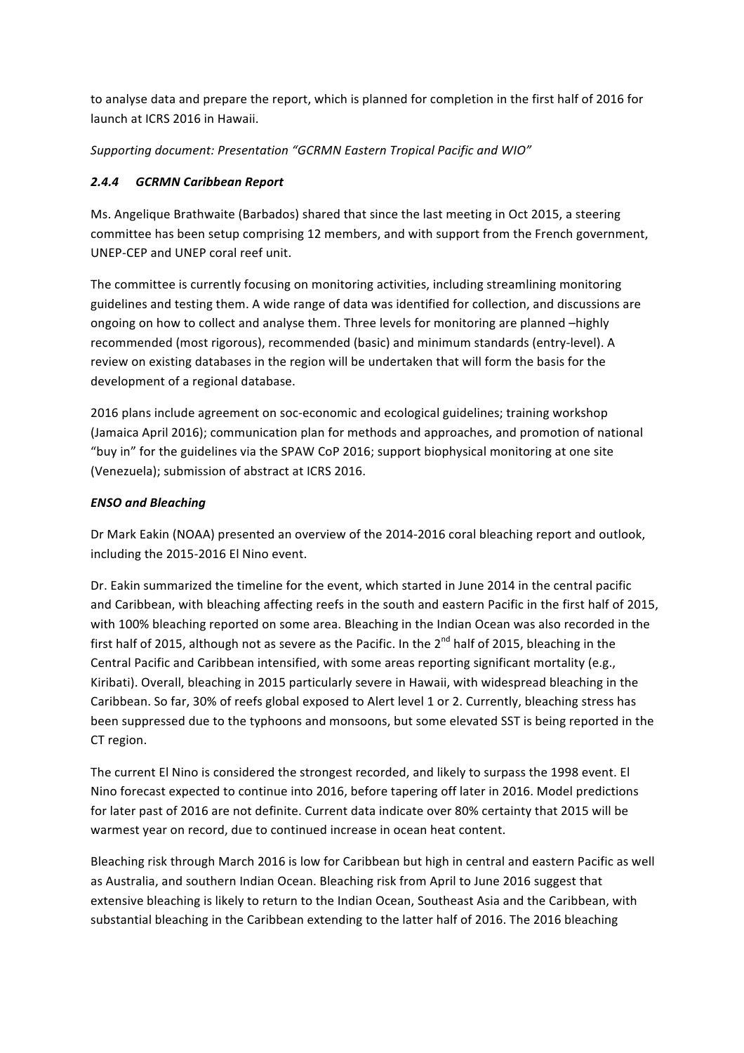to analyse data and prepare the report, which is planned for completion in the first half of 2016 for launch at ICRS 2016 in Hawaii.

*Supporting document: Presentation "GCRMN Eastern Tropical Pacific and WIO"*

### *2.4.4 GCRMN Caribbean Report*

Ms. Angelique Brathwaite (Barbados) shared that since the last meeting in Oct 2015, a steering committee has been setup comprising 12 members, and with support from the French government, UNEP-CEP and UNEP coral reef unit.

The committee is currently focusing on monitoring activities, including streamlining monitoring guidelines and testing them. A wide range of data was identified for collection, and discussions are ongoing on how to collect and analyse them. Three levels for monitoring are planned –highly recommended (most rigorous), recommended (basic) and minimum standards (entry-level). A review on existing databases in the region will be undertaken that will form the basis for the development of a regional database.

2016 plans include agreement on soc-economic and ecological guidelines; training workshop (Jamaica April 2016); communication plan for methods and approaches, and promotion of national "buy in" for the guidelines via the SPAW CoP 2016; support biophysical monitoring at one site (Venezuela); submission of abstract at ICRS 2016.

### *ENSO and Bleaching*

Dr Mark Eakin (NOAA) presented an overview of the 2014-2016 coral bleaching report and outlook, including the 2015-2016 El Nino event.

Dr. Eakin summarized the timeline for the event, which started in June 2014 in the central pacific and Caribbean, with bleaching affecting reefs in the south and eastern Pacific in the first half of 2015, with 100% bleaching reported on some area. Bleaching in the Indian Ocean was also recorded in the first half of 2015, although not as severe as the Pacific. In the 2nd half of 2015, bleaching in the Central Pacific and Caribbean intensified, with some areas reporting significant mortality (e.g., Kiribati). Overall, bleaching in 2015 particularly severe in Hawaii, with widespread bleaching in the Caribbean. So far, 30% of reefs global exposed to Alert level 1 or 2. Currently, bleaching stress has been suppressed due to the typhoons and monsoons, but some elevated SST is being reported in the CT region.

The current El Nino is considered the strongest recorded, and likely to surpass the 1998 event. El Nino forecast expected to continue into 2016, before tapering off later in 2016. Model predictions for later past of 2016 are not definite. Current data indicate over 80% certainty that 2015 will be warmest year on record, due to continued increase in ocean heat content.

Bleaching risk through March 2016 is low for Caribbean but high in central and eastern Pacific as well as Australia, and southern Indian Ocean. Bleaching risk from April to June 2016 suggest that extensive bleaching is likely to return to the Indian Ocean, Southeast Asia and the Caribbean, with substantial bleaching in the Caribbean extending to the latter half of 2016. The 2016 bleaching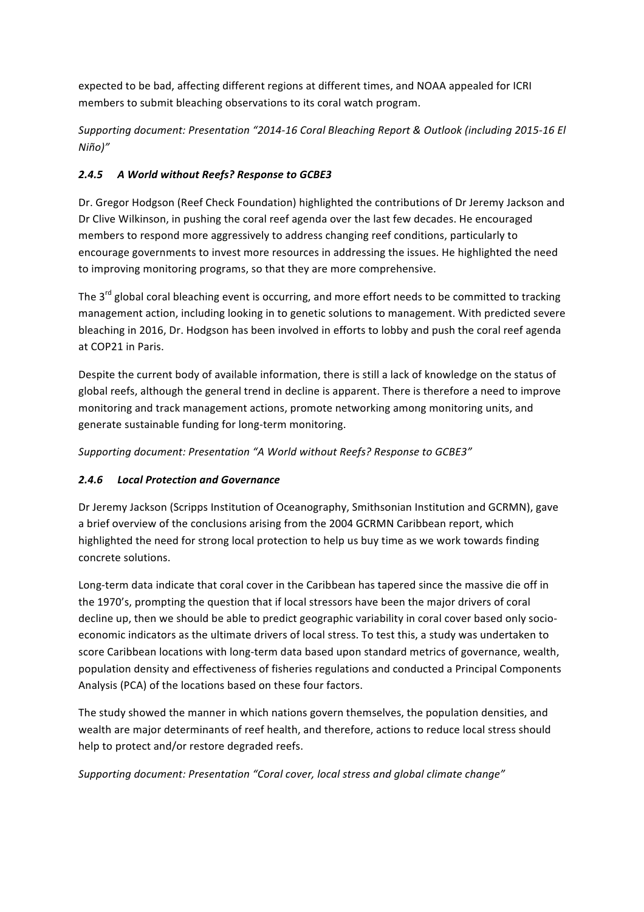expected to be bad, affecting different regions at different times, and NOAA appealed for ICRI members to submit bleaching observations to its coral watch program.

*Supporting document: Presentation "2014-16 Coral Bleaching Report & Outlook (including 2015-16 El Niño)"*

### *2.4.5 A World without Reefs? Response to GCBE3*

Dr. Gregor Hodgson (Reef Check Foundation) highlighted the contributions of Dr Jeremy Jackson and Dr Clive Wilkinson, in pushing the coral reef agenda over the last few decades. He encouraged members to respond more aggressively to address changing reef conditions, particularly to encourage governments to invest more resources in addressing the issues. He highlighted the need to improving monitoring programs, so that they are more comprehensive.

The 3rd global coral bleaching event is occurring, and more effort needs to be committed to tracking management action, including looking in to genetic solutions to management. With predicted severe bleaching in 2016, Dr. Hodgson has been involved in efforts to lobby and push the coral reef agenda at COP21 in Paris.

Despite the current body of available information, there is still a lack of knowledge on the status of global reefs, although the general trend in decline is apparent. There is therefore a need to improve monitoring and track management actions, promote networking among monitoring units, and generate sustainable funding for long-term monitoring.

*Supporting document: Presentation "A World without Reefs? Response to GCBE3"*

### *2.4.6 Local Protection and Governance*

Dr Jeremy Jackson (Scripps Institution of Oceanography, Smithsonian Institution and GCRMN), gave a brief overview of the conclusions arising from the 2004 GCRMN Caribbean report, which highlighted the need for strong local protection to help us buy time as we work towards finding concrete solutions.

Long-term data indicate that coral cover in the Caribbean has tapered since the massive die off in the 1970's, prompting the question that if local stressors have been the major drivers of coral decline up, then we should be able to predict geographic variability in coral cover based only socio-economic indicators as the ultimate drivers of local stress. To test this, a study was undertaken to score Caribbean locations with long-term data based upon standard metrics of governance, wealth, population density and effectiveness of fisheries regulations and conducted a Principal Components Analysis (PCA) of the locations based on these four factors.

The study showed the manner in which nations govern themselves, the population densities, and wealth are major determinants of reef health, and therefore, actions to reduce local stress should help to protect and/or restore degraded reefs.

*Supporting document: Presentation "Coral cover, local stress and global climate change"*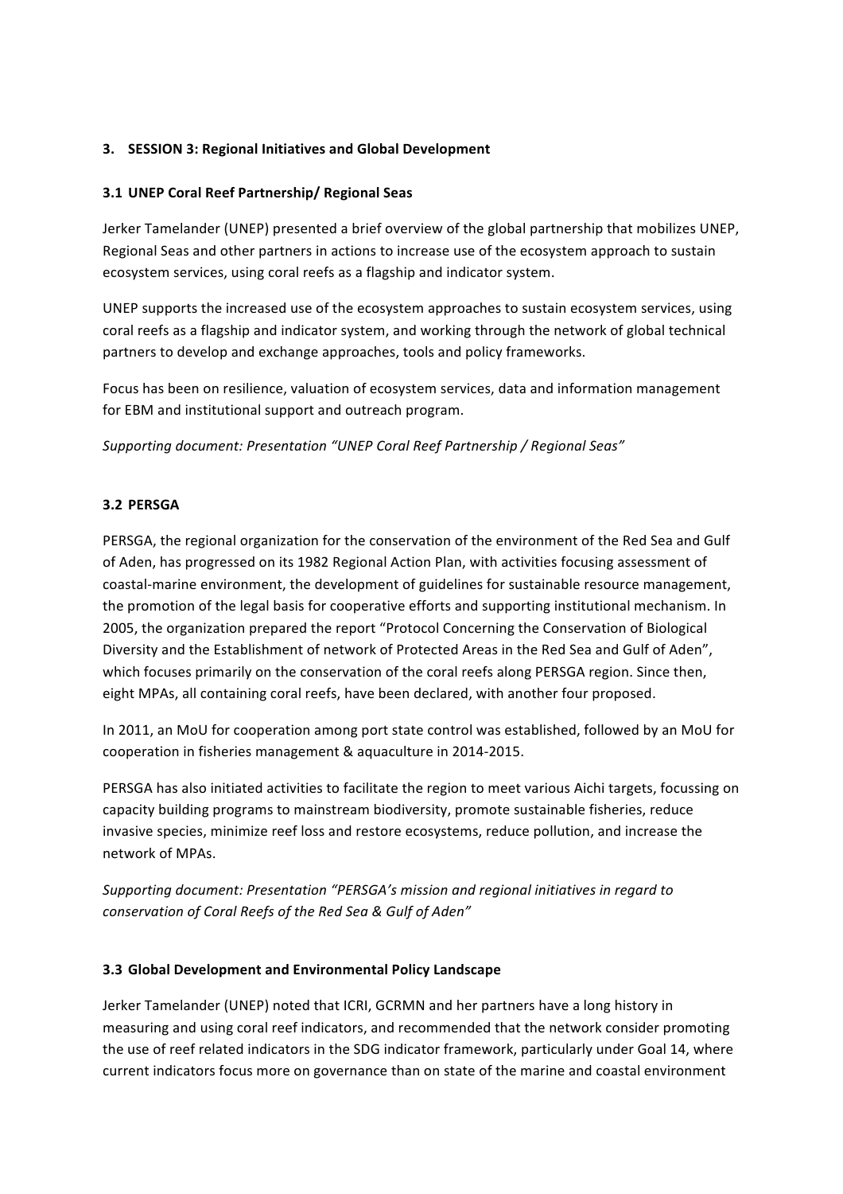## 3. SESSION 3: Regional Initiatives and Global Development

### 3.1 UNEP Coral Reef Partnership/ Regional Seas

Jerker Tamelander (UNEP) presented a brief overview of the global partnership that mobilizes UNEP, Regional Seas and other partners in actions to increase use of the ecosystem approach to sustain ecosystem services, using coral reefs as a flagship and indicator system.

UNEP supports the increased use of the ecosystem approaches to sustain ecosystem services, using coral reefs as a flagship and indicator system, and working through the network of global technical partners to develop and exchange approaches, tools and policy frameworks.

Focus has been on resilience, valuation of ecosystem services, data and information management for EBM and institutional support and outreach program.

*Supporting document: Presentation "UNEP Coral Reef Partnership / Regional Seas"*

### 3.2 PERSGA

PERSGA, the regional organization for the conservation of the environment of the Red Sea and Gulf of Aden, has progressed on its 1982 Regional Action Plan, with activities focusing assessment of coastal-marine environment, the development of guidelines for sustainable resource management, the promotion of the legal basis for cooperative efforts and supporting institutional mechanism. In 2005, the organization prepared the report "Protocol Concerning the Conservation of Biological Diversity and the Establishment of network of Protected Areas in the Red Sea and Gulf of Aden", which focuses primarily on the conservation of the coral reefs along PERSGA region. Since then, eight MPAs, all containing coral reefs, have been declared, with another four proposed.

In 2011, an MoU for cooperation among port state control was established, followed by an MoU for cooperation in fisheries management & aquaculture in 2014-2015.

PERSGA has also initiated activities to facilitate the region to meet various Aichi targets, focussing on capacity building programs to mainstream biodiversity, promote sustainable fisheries, reduce invasive species, minimize reef loss and restore ecosystems, reduce pollution, and increase the network of MPAs.

*Supporting document: Presentation "PERSGA's mission and regional initiatives in regard to conservation of Coral Reefs of the Red Sea & Gulf of Aden"*

### 3.3 Global Development and Environmental Policy Landscape

Jerker Tamelander (UNEP) noted that ICRI, GCRMN and her partners have a long history in measuring and using coral reef indicators, and recommended that the network consider promoting the use of reef related indicators in the SDG indicator framework, particularly under Goal 14, where current indicators focus more on governance than on state of the marine and coastal environment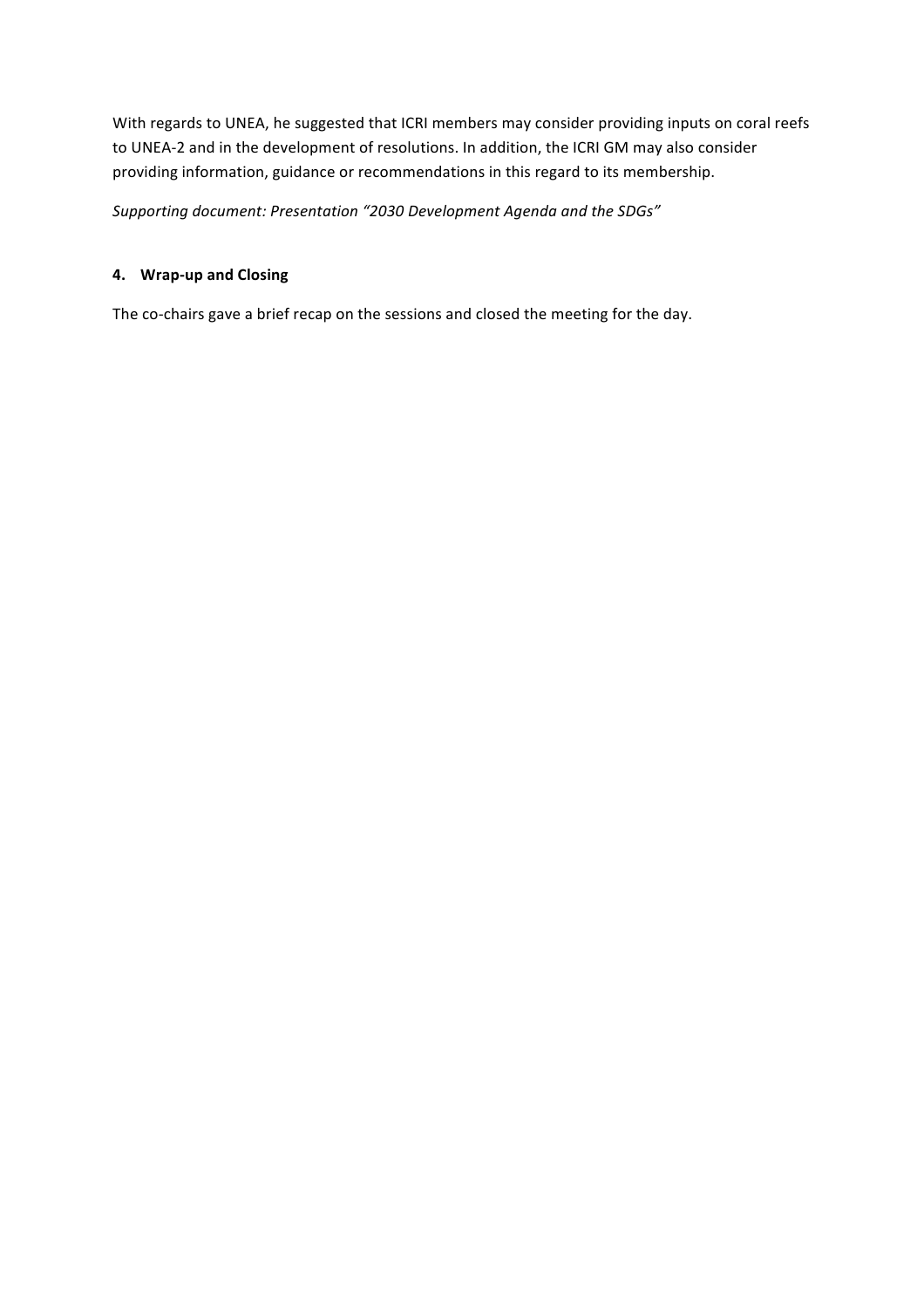With regards to UNEA, he suggested that ICRI members may consider providing inputs on coral reefs to UNEA-2 and in the development of resolutions. In addition, the ICRI GM may also consider providing information, guidance or recommendations in this regard to its membership.

*Supporting document: Presentation "2030 Development Agenda and the SDGs"*

### 4. Wrap-up and Closing

The co-chairs gave a brief recap on the sessions and closed the meeting for the day.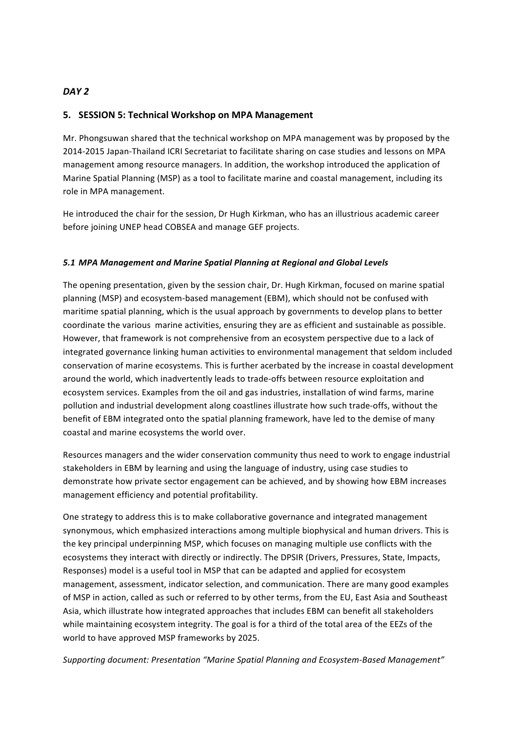## *DAY 2*

## 5. SESSION 5: Technical Workshop on MPA Management

Mr. Phongsuwan shared that the technical workshop on MPA management was by proposed by the 2014-2015 Japan-Thailand ICRI Secretariat to facilitate sharing on case studies and lessons on MPA management among resource managers. In addition, the workshop introduced the application of Marine Spatial Planning (MSP) as a tool to facilitate marine and coastal management, including its role in MPA management.

He introduced the chair for the session, Dr Hugh Kirkman, who has an illustrious academic career before joining UNEP head COBSEA and manage GEF projects.

### *5.1 MPA Management and Marine Spatial Planning at Regional and Global Levels*

The opening presentation, given by the session chair, Dr. Hugh Kirkman, focused on marine spatial planning (MSP) and ecosystem-based management (EBM), which should not be confused with maritime spatial planning, which is the usual approach by governments to develop plans to better coordinate the various marine activities, ensuring they are as efficient and sustainable as possible. However, that framework is not comprehensive from an ecosystem perspective due to a lack of integrated governance linking human activities to environmental management that seldom included conservation of marine ecosystems. This is further acerbated by the increase in coastal development around the world, which inadvertently leads to trade-offs between resource exploitation and ecosystem services. Examples from the oil and gas industries, installation of wind farms, marine pollution and industrial development along coastlines illustrate how such trade-offs, without the benefit of EBM integrated onto the spatial planning framework, have led to the demise of many coastal and marine ecosystems the world over.

Resources managers and the wider conservation community thus need to work to engage industrial stakeholders in EBM by learning and using the language of industry, using case studies to demonstrate how private sector engagement can be achieved, and by showing how EBM increases management efficiency and potential profitability.

One strategy to address this is to make collaborative governance and integrated management synonymous, which emphasized interactions among multiple biophysical and human drivers. This is the key principal underpinning MSP, which focuses on managing multiple use conflicts with the ecosystems they interact with directly or indirectly. The DPSIR (Drivers, Pressures, State, Impacts, Responses) model is a useful tool in MSP that can be adapted and applied for ecosystem management, assessment, indicator selection, and communication. There are many good examples of MSP in action, called as such or referred to by other terms, from the EU, East Asia and Southeast Asia, which illustrate how integrated approaches that includes EBM can benefit all stakeholders while maintaining ecosystem integrity. The goal is for a third of the total area of the EEZs of the world to have approved MSP frameworks by 2025.

*Supporting document: Presentation "Marine Spatial Planning and Ecosystem-Based Management"*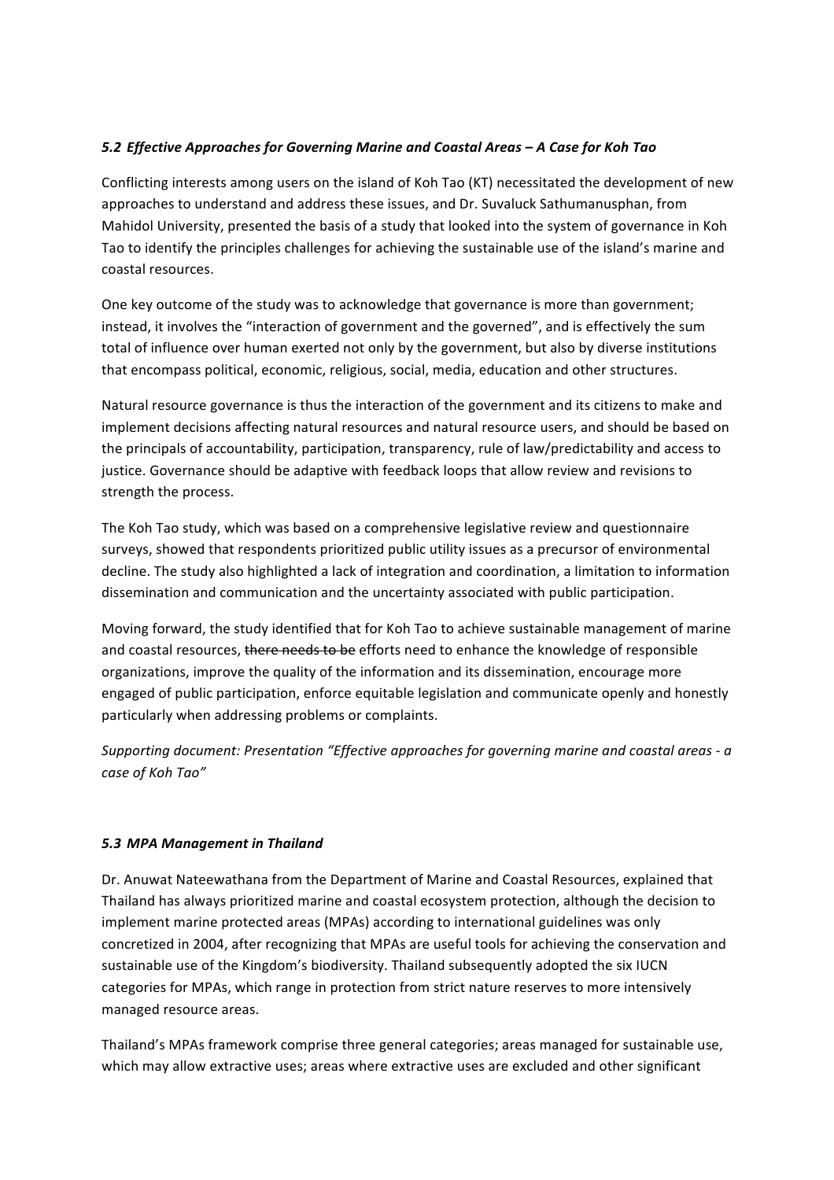### *5.2 Effective Approaches for Governing Marine and Coastal Areas – A Case for Koh Tao*

Conflicting interests among users on the island of Koh Tao (KT) necessitated the development of new approaches to understand and address these issues, and Dr. Suvaluck Sathumanusphan, from Mahidol University, presented the basis of a study that looked into the system of governance in Koh Tao to identify the principles challenges for achieving the sustainable use of the island's marine and coastal resources.

One key outcome of the study was to acknowledge that governance is more than government; instead, it involves the "interaction of government and the governed", and is effectively the sum total of influence over human exerted not only by the government, but also by diverse institutions that encompass political, economic, religious, social, media, education and other structures.

Natural resource governance is thus the interaction of the government and its citizens to make and implement decisions affecting natural resources and natural resource users, and should be based on the principals of accountability, participation, transparency, rule of law/predictability and access to justice. Governance should be adaptive with feedback loops that allow review and revisions to strength the process.

The Koh Tao study, which was based on a comprehensive legislative review and questionnaire surveys, showed that respondents prioritized public utility issues as a precursor of environmental decline. The study also highlighted a lack of integration and coordination, a limitation to information dissemination and communication and the uncertainty associated with public participation.

Moving forward, the study identified that for Koh Tao to achieve sustainable management of marine and coastal resources, ~~there needs to be~~ efforts need to enhance the knowledge of responsible organizations, improve the quality of the information and its dissemination, encourage more engaged of public participation, enforce equitable legislation and communicate openly and honestly particularly when addressing problems or complaints.

*Supporting document: Presentation "Effective approaches for governing marine and coastal areas - a case of Koh Tao"*

### *5.3 MPA Management in Thailand*

Dr. Anuwat Nateewathana from the Department of Marine and Coastal Resources, explained that Thailand has always prioritized marine and coastal ecosystem protection, although the decision to implement marine protected areas (MPAs) according to international guidelines was only concretized in 2004, after recognizing that MPAs are useful tools for achieving the conservation and sustainable use of the Kingdom's biodiversity. Thailand subsequently adopted the six IUCN categories for MPAs, which range in protection from strict nature reserves to more intensively managed resource areas.

Thailand's MPAs framework comprise three general categories; areas managed for sustainable use, which may allow extractive uses; areas where extractive uses are excluded and other significant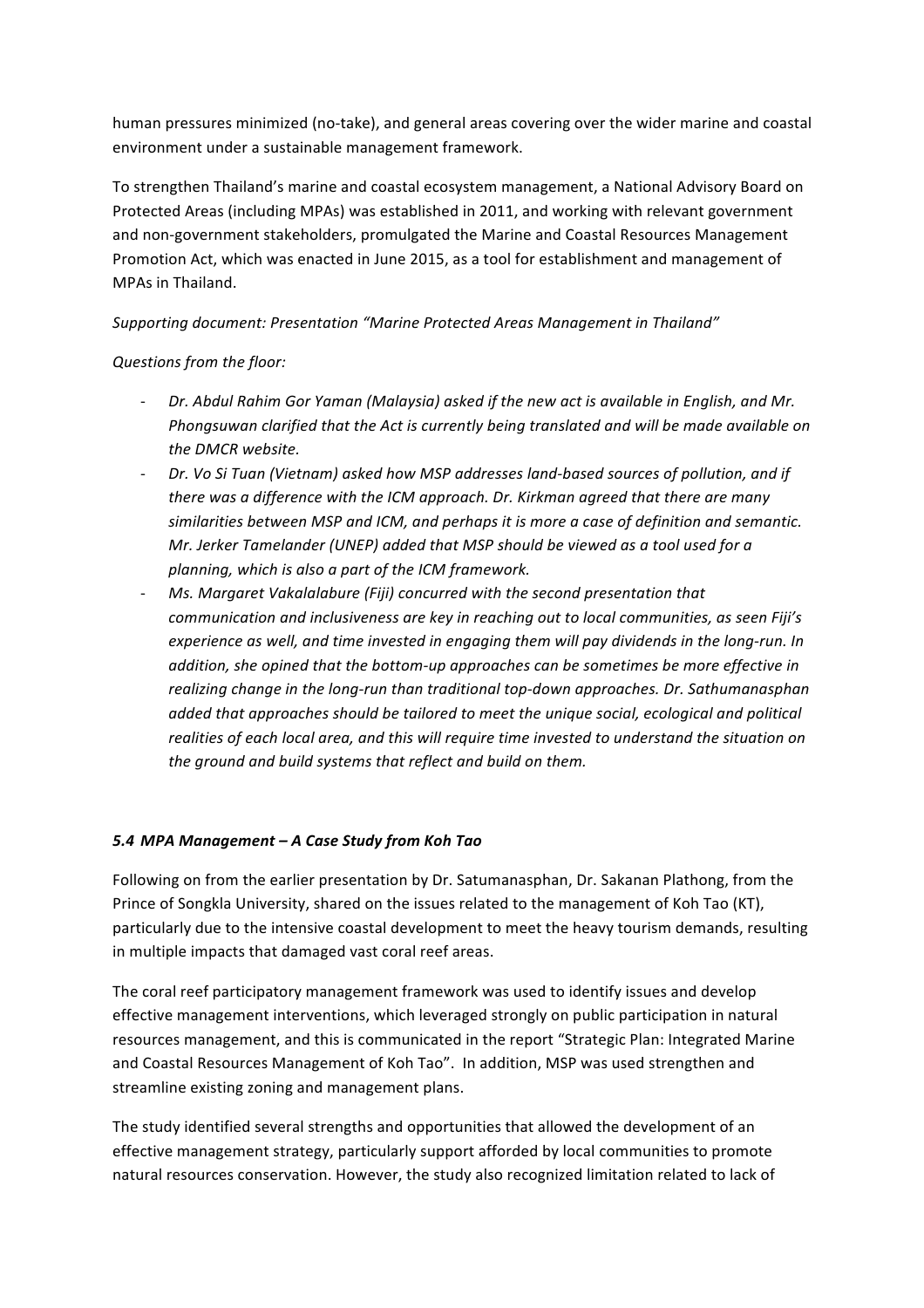human pressures minimized (no-take), and general areas covering over the wider marine and coastal environment under a sustainable management framework.

To strengthen Thailand's marine and coastal ecosystem management, a National Advisory Board on Protected Areas (including MPAs) was established in 2011, and working with relevant government and non-government stakeholders, promulgated the Marine and Coastal Resources Management Promotion Act, which was enacted in June 2015, as a tool for establishment and management of MPAs in Thailand.

*Supporting document: Presentation "Marine Protected Areas Management in Thailand"*

*Questions from the floor:*

- *Dr. Abdul Rahim Gor Yaman (Malaysia) asked if the new act is available in English, and Mr. Phongsuwan clarified that the Act is currently being translated and will be made available on the DMCR website.*
- *Dr. Vo Si Tuan (Vietnam) asked how MSP addresses land-based sources of pollution, and if there was a difference with the ICM approach. Dr. Kirkman agreed that there are many similarities between MSP and ICM, and perhaps it is more a case of definition and semantic. Mr. Jerker Tamelander (UNEP) added that MSP should be viewed as a tool used for a planning, which is also a part of the ICM framework.*
- *Ms. Margaret Vakalalabure (Fiji) concurred with the second presentation that communication and inclusiveness are key in reaching out to local communities, as seen Fiji's experience as well, and time invested in engaging them will pay dividends in the long-run. In addition, she opined that the bottom-up approaches can be sometimes be more effective in realizing change in the long-run than traditional top-down approaches. Dr. Sathumanasphan added that approaches should be tailored to meet the unique social, ecological and political realities of each local area, and this will require time invested to understand the situation on the ground and build systems that reflect and build on them.*

### *5.4 MPA Management – A Case Study from Koh Tao*

Following on from the earlier presentation by Dr. Satumanasphan, Dr. Sakanan Plathong, from the Prince of Songkla University, shared on the issues related to the management of Koh Tao (KT), particularly due to the intensive coastal development to meet the heavy tourism demands, resulting in multiple impacts that damaged vast coral reef areas.

The coral reef participatory management framework was used to identify issues and develop effective management interventions, which leveraged strongly on public participation in natural resources management, and this is communicated in the report "Strategic Plan: Integrated Marine and Coastal Resources Management of Koh Tao". In addition, MSP was used strengthen and streamline existing zoning and management plans.

The study identified several strengths and opportunities that allowed the development of an effective management strategy, particularly support afforded by local communities to promote natural resources conservation. However, the study also recognized limitation related to lack of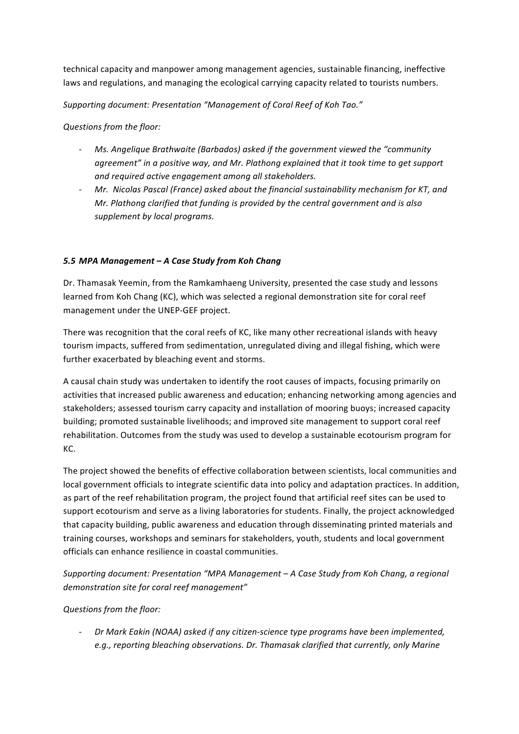technical capacity and manpower among management agencies, sustainable financing, ineffective laws and regulations, and managing the ecological carrying capacity related to tourists numbers.

*Supporting document: Presentation "Management of Coral Reef of Koh Tao."*

*Questions from the floor:*

- *Ms. Angelique Brathwaite (Barbados) asked if the government viewed the "community agreement" in a positive way, and Mr. Plathong explained that it took time to get support and required active engagement among all stakeholders.*
- *Mr. Nicolas Pascal (France) asked about the financial sustainability mechanism for KT, and Mr. Plathong clarified that funding is provided by the central government and is also supplement by local programs.*

### *5.5 MPA Management – A Case Study from Koh Chang*

Dr. Thamasak Yeemin, from the Ramkamhaeng University, presented the case study and lessons learned from Koh Chang (KC), which was selected a regional demonstration site for coral reef management under the UNEP-GEF project.

There was recognition that the coral reefs of KC, like many other recreational islands with heavy tourism impacts, suffered from sedimentation, unregulated diving and illegal fishing, which were further exacerbated by bleaching event and storms.

A causal chain study was undertaken to identify the root causes of impacts, focusing primarily on activities that increased public awareness and education; enhancing networking among agencies and stakeholders; assessed tourism carry capacity and installation of mooring buoys; increased capacity building; promoted sustainable livelihoods; and improved site management to support coral reef rehabilitation. Outcomes from the study was used to develop a sustainable ecotourism program for KC.

The project showed the benefits of effective collaboration between scientists, local communities and local government officials to integrate scientific data into policy and adaptation practices. In addition, as part of the reef rehabilitation program, the project found that artificial reef sites can be used to support ecotourism and serve as a living laboratories for students. Finally, the project acknowledged that capacity building, public awareness and education through disseminating printed materials and training courses, workshops and seminars for stakeholders, youth, students and local government officials can enhance resilience in coastal communities.

*Supporting document: Presentation "MPA Management – A Case Study from Koh Chang, a regional demonstration site for coral reef management"*

*Questions from the floor:*

- *Dr Mark Eakin (NOAA) asked if any citizen-science type programs have been implemented, e.g., reporting bleaching observations. Dr. Thamasak clarified that currently, only Marine*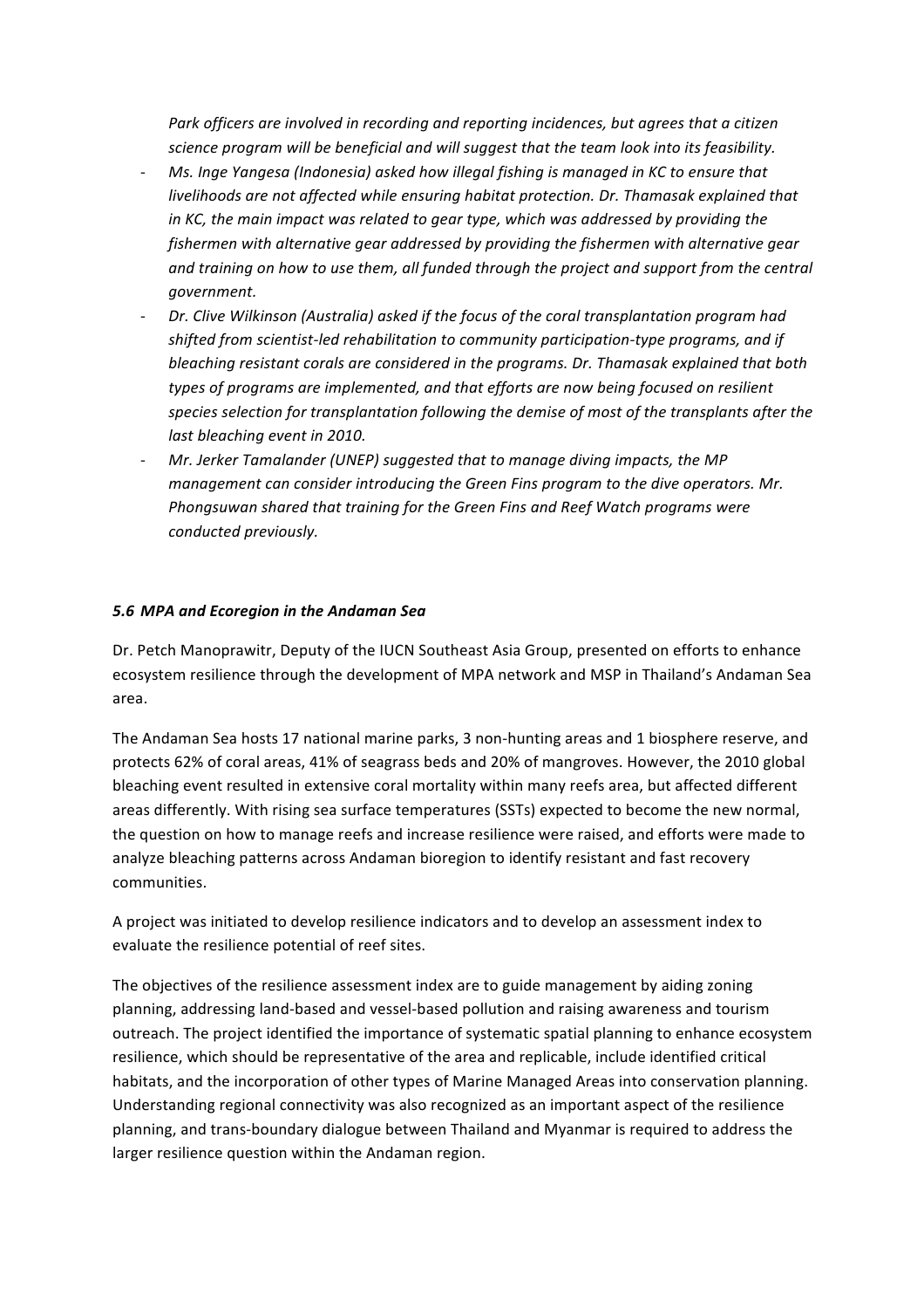*Park officers are involved in recording and reporting incidences, but agrees that a citizen science program will be beneficial and will suggest that the team look into its feasibility.*

- *Ms. Inge Yangesa (Indonesia) asked how illegal fishing is managed in KC to ensure that livelihoods are not affected while ensuring habitat protection. Dr. Thamasak explained that in KC, the main impact was related to gear type, which was addressed by providing the fishermen with alternative gear addressed by providing the fishermen with alternative gear and training on how to use them, all funded through the project and support from the central government.*
- *Dr. Clive Wilkinson (Australia) asked if the focus of the coral transplantation program had shifted from scientist-led rehabilitation to community participation-type programs, and if bleaching resistant corals are considered in the programs. Dr. Thamasak explained that both types of programs are implemented, and that efforts are now being focused on resilient species selection for transplantation following the demise of most of the transplants after the last bleaching event in 2010.*
- *Mr. Jerker Tamalander (UNEP) suggested that to manage diving impacts, the MP management can consider introducing the Green Fins program to the dive operators. Mr. Phongsuwan shared that training for the Green Fins and Reef Watch programs were conducted previously.*

### *5.6 MPA and Ecoregion in the Andaman Sea*

Dr. Petch Manoprawitr, Deputy of the IUCN Southeast Asia Group, presented on efforts to enhance ecosystem resilience through the development of MPA network and MSP in Thailand's Andaman Sea area.

The Andaman Sea hosts 17 national marine parks, 3 non-hunting areas and 1 biosphere reserve, and protects 62% of coral areas, 41% of seagrass beds and 20% of mangroves. However, the 2010 global bleaching event resulted in extensive coral mortality within many reefs area, but affected different areas differently. With rising sea surface temperatures (SSTs) expected to become the new normal, the question on how to manage reefs and increase resilience were raised, and efforts were made to analyze bleaching patterns across Andaman bioregion to identify resistant and fast recovery communities.

A project was initiated to develop resilience indicators and to develop an assessment index to evaluate the resilience potential of reef sites.

The objectives of the resilience assessment index are to guide management by aiding zoning planning, addressing land-based and vessel-based pollution and raising awareness and tourism outreach. The project identified the importance of systematic spatial planning to enhance ecosystem resilience, which should be representative of the area and replicable, include identified critical habitats, and the incorporation of other types of Marine Managed Areas into conservation planning. Understanding regional connectivity was also recognized as an important aspect of the resilience planning, and trans-boundary dialogue between Thailand and Myanmar is required to address the larger resilience question within the Andaman region.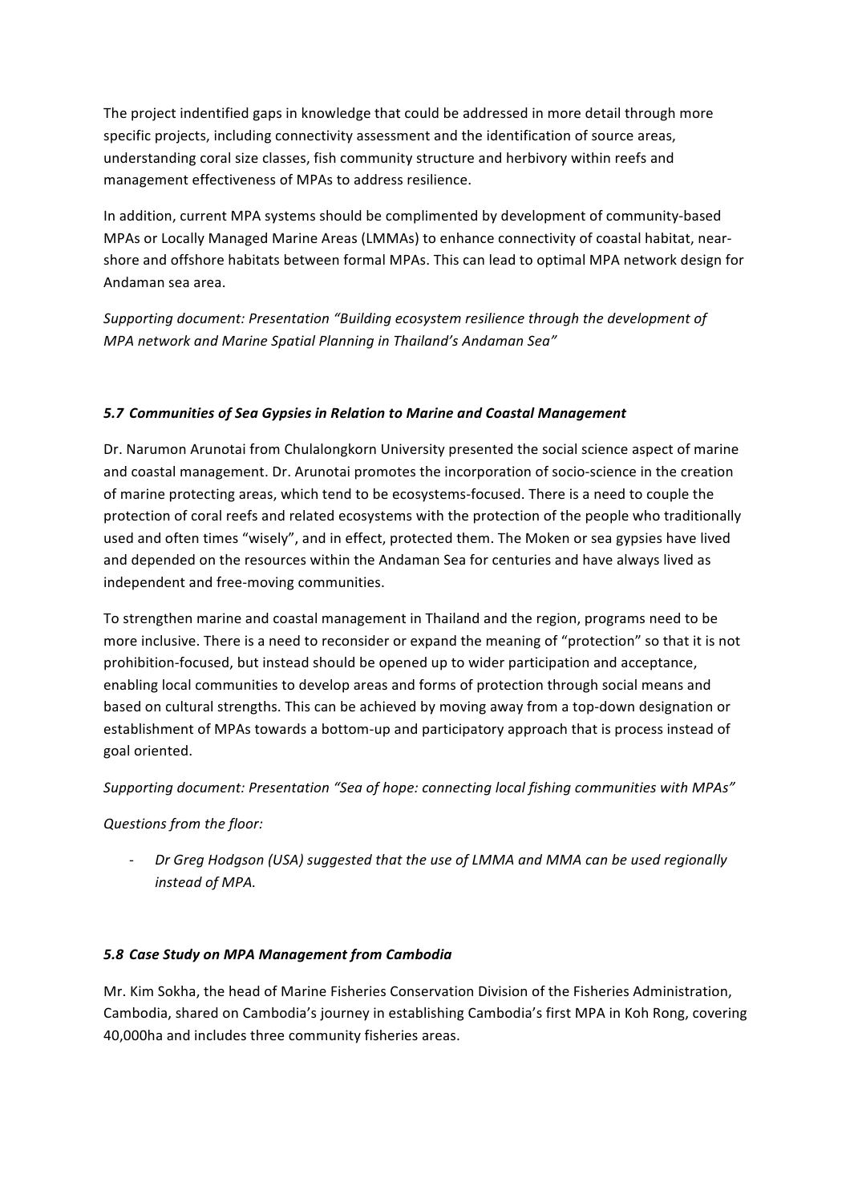The project indentified gaps in knowledge that could be addressed in more detail through more specific projects, including connectivity assessment and the identification of source areas, understanding coral size classes, fish community structure and herbivory within reefs and management effectiveness of MPAs to address resilience.

In addition, current MPA systems should be complimented by development of community-based MPAs or Locally Managed Marine Areas (LMMAs) to enhance connectivity of coastal habitat, near-shore and offshore habitats between formal MPAs. This can lead to optimal MPA network design for Andaman sea area.

*Supporting document: Presentation "Building ecosystem resilience through the development of MPA network and Marine Spatial Planning in Thailand's Andaman Sea"*

### *5.7 Communities of Sea Gypsies in Relation to Marine and Coastal Management*

Dr. Narumon Arunotai from Chulalongkorn University presented the social science aspect of marine and coastal management. Dr. Arunotai promotes the incorporation of socio-science in the creation of marine protecting areas, which tend to be ecosystems-focused. There is a need to couple the protection of coral reefs and related ecosystems with the protection of the people who traditionally used and often times "wisely", and in effect, protected them. The Moken or sea gypsies have lived and depended on the resources within the Andaman Sea for centuries and have always lived as independent and free-moving communities.

To strengthen marine and coastal management in Thailand and the region, programs need to be more inclusive. There is a need to reconsider or expand the meaning of "protection" so that it is not prohibition-focused, but instead should be opened up to wider participation and acceptance, enabling local communities to develop areas and forms of protection through social means and based on cultural strengths. This can be achieved by moving away from a top-down designation or establishment of MPAs towards a bottom-up and participatory approach that is process instead of goal oriented.

*Supporting document: Presentation "Sea of hope: connecting local fishing communities with MPAs"*

*Questions from the floor:*

- *Dr Greg Hodgson (USA) suggested that the use of LMMA and MMA can be used regionally instead of MPA.*

### *5.8 Case Study on MPA Management from Cambodia*

Mr. Kim Sokha, the head of Marine Fisheries Conservation Division of the Fisheries Administration, Cambodia, shared on Cambodia's journey in establishing Cambodia's first MPA in Koh Rong, covering 40,000ha and includes three community fisheries areas.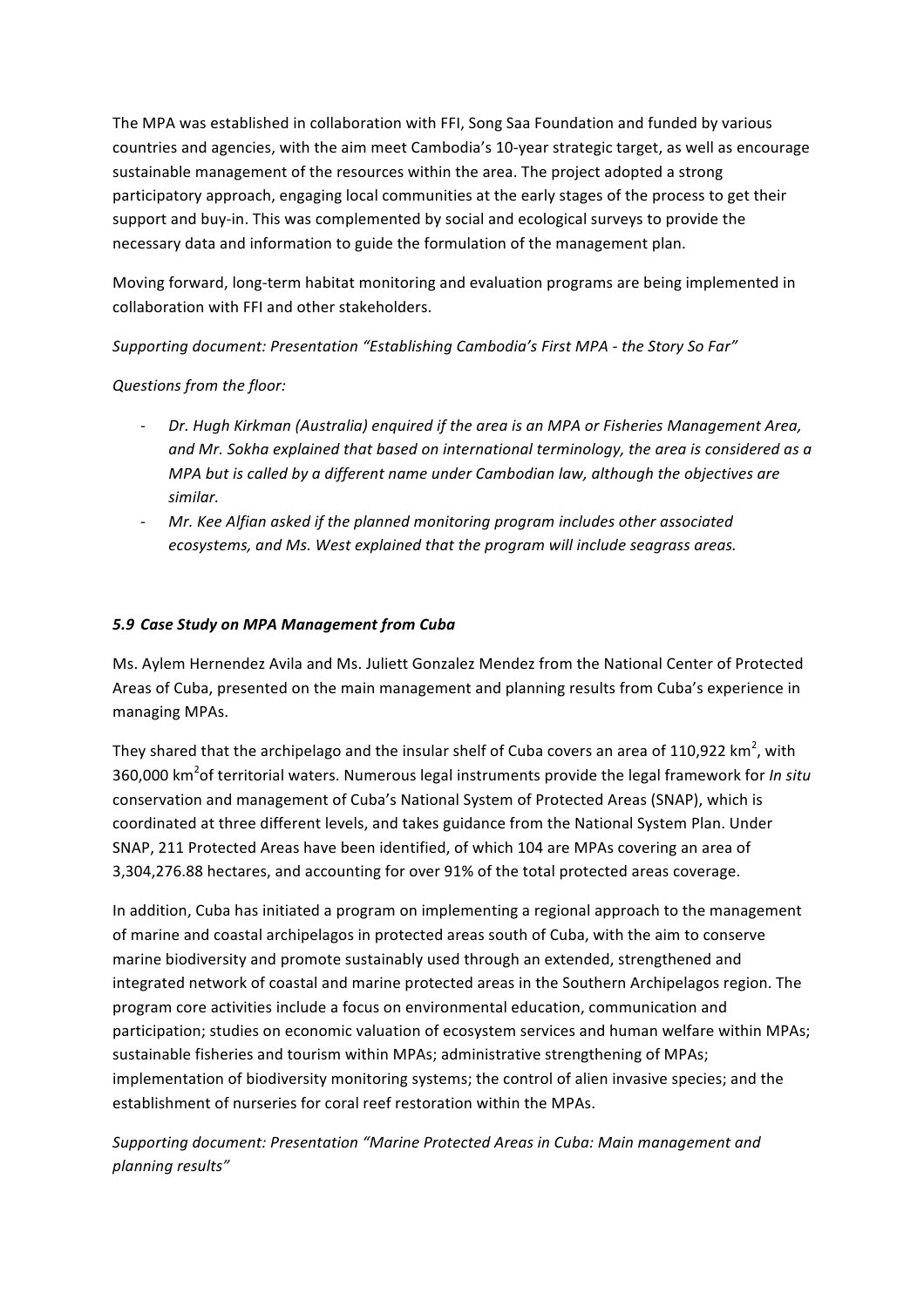The MPA was established in collaboration with FFI, Song Saa Foundation and funded by various countries and agencies, with the aim meet Cambodia's 10-year strategic target, as well as encourage sustainable management of the resources within the area. The project adopted a strong participatory approach, engaging local communities at the early stages of the process to get their support and buy-in. This was complemented by social and ecological surveys to provide the necessary data and information to guide the formulation of the management plan.

Moving forward, long-term habitat monitoring and evaluation programs are being implemented in collaboration with FFI and other stakeholders.

*Supporting document: Presentation "Establishing Cambodia's First MPA - the Story So Far"*

*Questions from the floor:*

- *Dr. Hugh Kirkman (Australia) enquired if the area is an MPA or Fisheries Management Area, and Mr. Sokha explained that based on international terminology, the area is considered as a MPA but is called by a different name under Cambodian law, although the objectives are similar.*
- *Mr. Kee Alfian asked if the planned monitoring program includes other associated ecosystems, and Ms. West explained that the program will include seagrass areas.*

### *5.9 Case Study on MPA Management from Cuba*

Ms. Aylem Hernendez Avila and Ms. Juliett Gonzalez Mendez from the National Center of Protected Areas of Cuba, presented on the main management and planning results from Cuba's experience in managing MPAs.

They shared that the archipelago and the insular shelf of Cuba covers an area of 110,922 km$^2$, with 360,000 km$^2$of territorial waters. Numerous legal instruments provide the legal framework for *In situ* conservation and management of Cuba's National System of Protected Areas (SNAP), which is coordinated at three different levels, and takes guidance from the National System Plan. Under SNAP, 211 Protected Areas have been identified, of which 104 are MPAs covering an area of 3,304,276.88 hectares, and accounting for over 91% of the total protected areas coverage.

In addition, Cuba has initiated a program on implementing a regional approach to the management of marine and coastal archipelagos in protected areas south of Cuba, with the aim to conserve marine biodiversity and promote sustainably used through an extended, strengthened and integrated network of coastal and marine protected areas in the Southern Archipelagos region. The program core activities include a focus on environmental education, communication and participation; studies on economic valuation of ecosystem services and human welfare within MPAs; sustainable fisheries and tourism within MPAs; administrative strengthening of MPAs; implementation of biodiversity monitoring systems; the control of alien invasive species; and the establishment of nurseries for coral reef restoration within the MPAs.

*Supporting document: Presentation "Marine Protected Areas in Cuba: Main management and planning results"*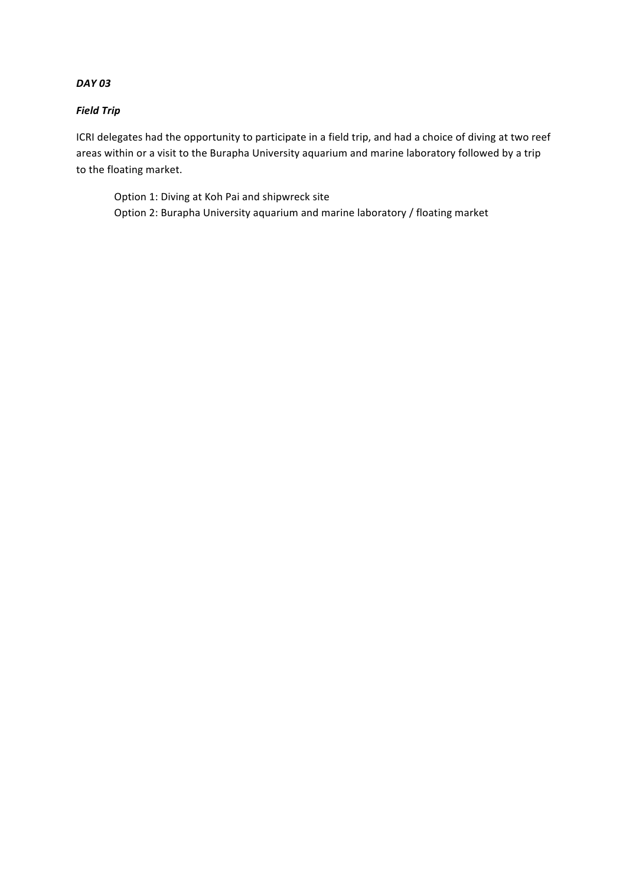*DAY 03*

***Field Trip***

ICRI delegates had the opportunity to participate in a field trip, and had a choice of diving at two reef areas within or a visit to the Burapha University aquarium and marine laboratory followed by a trip to the floating market.

Option 1: Diving at Koh Pai and shipwreck site
Option 2: Burapha University aquarium and marine laboratory / floating market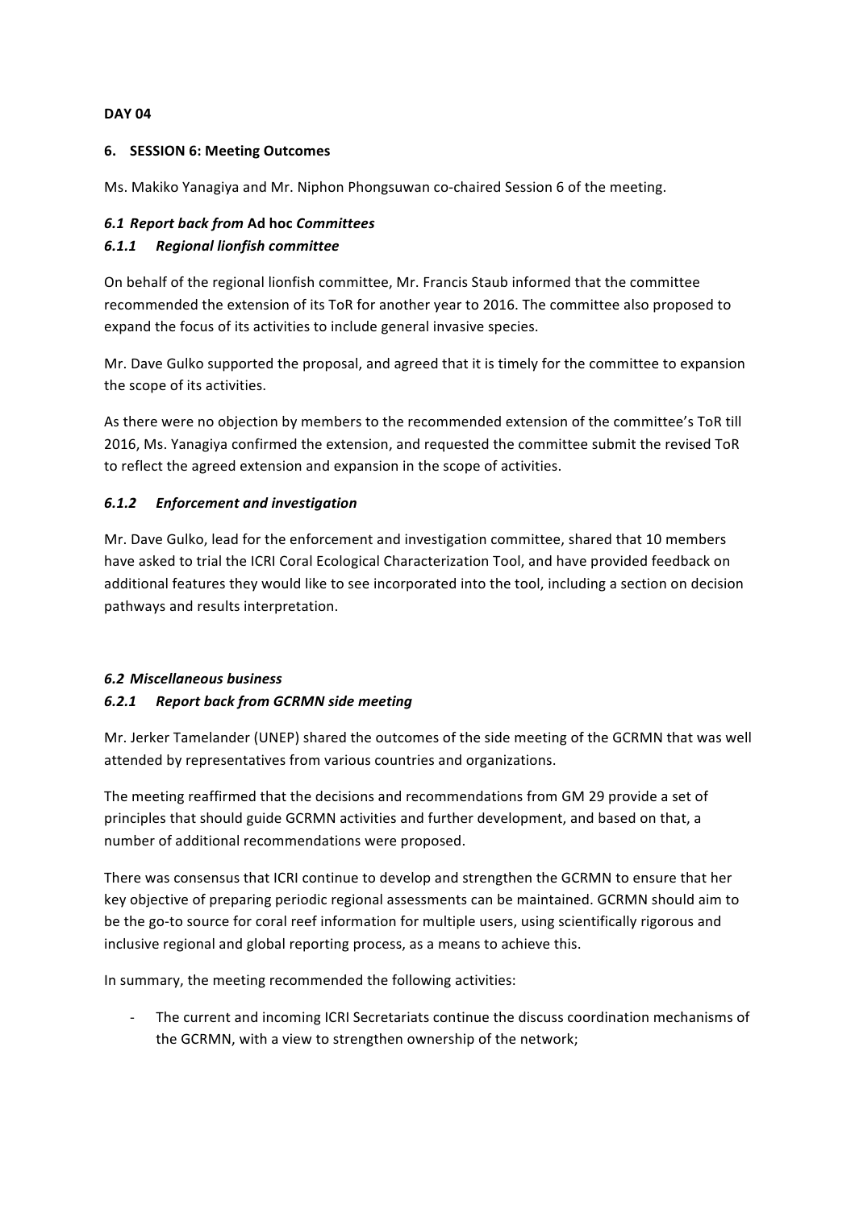**DAY 04**

## 6. SESSION 6: Meeting Outcomes

Ms. Makiko Yanagiya and Mr. Niphon Phongsuwan co-chaired Session 6 of the meeting.

### *6.1 Report back from* Ad hoc *Committees*

#### *6.1.1 Regional lionfish committee*

On behalf of the regional lionfish committee, Mr. Francis Staub informed that the committee recommended the extension of its ToR for another year to 2016. The committee also proposed to expand the focus of its activities to include general invasive species.

Mr. Dave Gulko supported the proposal, and agreed that it is timely for the committee to expansion the scope of its activities.

As there were no objection by members to the recommended extension of the committee's ToR till 2016, Ms. Yanagiya confirmed the extension, and requested the committee submit the revised ToR to reflect the agreed extension and expansion in the scope of activities.

#### *6.1.2 Enforcement and investigation*

Mr. Dave Gulko, lead for the enforcement and investigation committee, shared that 10 members have asked to trial the ICRI Coral Ecological Characterization Tool, and have provided feedback on additional features they would like to see incorporated into the tool, including a section on decision pathways and results interpretation.

### *6.2 Miscellaneous business*

#### *6.2.1 Report back from GCRMN side meeting*

Mr. Jerker Tamelander (UNEP) shared the outcomes of the side meeting of the GCRMN that was well attended by representatives from various countries and organizations.

The meeting reaffirmed that the decisions and recommendations from GM 29 provide a set of principles that should guide GCRMN activities and further development, and based on that, a number of additional recommendations were proposed.

There was consensus that ICRI continue to develop and strengthen the GCRMN to ensure that her key objective of preparing periodic regional assessments can be maintained. GCRMN should aim to be the go-to source for coral reef information for multiple users, using scientifically rigorous and inclusive regional and global reporting process, as a means to achieve this.

In summary, the meeting recommended the following activities:

- The current and incoming ICRI Secretariats continue the discuss coordination mechanisms of the GCRMN, with a view to strengthen ownership of the network;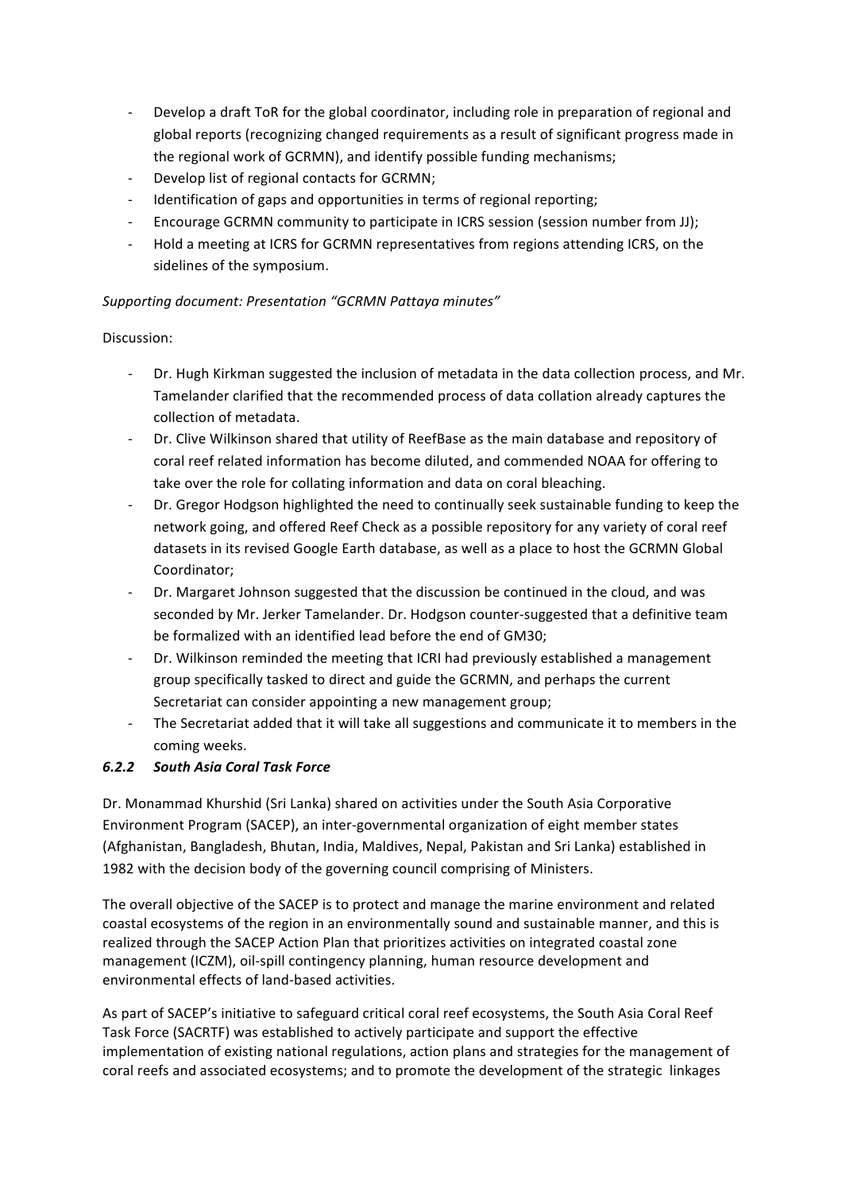- Develop a draft ToR for the global coordinator, including role in preparation of regional and global reports (recognizing changed requirements as a result of significant progress made in the regional work of GCRMN), and identify possible funding mechanisms;
- Develop list of regional contacts for GCRMN;
- Identification of gaps and opportunities in terms of regional reporting;
- Encourage GCRMN community to participate in ICRS session (session number from JJ);
- Hold a meeting at ICRS for GCRMN representatives from regions attending ICRS, on the sidelines of the symposium.

*Supporting document: Presentation "GCRMN Pattaya minutes"*

Discussion:

- Dr. Hugh Kirkman suggested the inclusion of metadata in the data collection process, and Mr. Tamelander clarified that the recommended process of data collation already captures the collection of metadata.
- Dr. Clive Wilkinson shared that utility of ReefBase as the main database and repository of coral reef related information has become diluted, and commended NOAA for offering to take over the role for collating information and data on coral bleaching.
- Dr. Gregor Hodgson highlighted the need to continually seek sustainable funding to keep the network going, and offered Reef Check as a possible repository for any variety of coral reef datasets in its revised Google Earth database, as well as a place to host the GCRMN Global Coordinator;
- Dr. Margaret Johnson suggested that the discussion be continued in the cloud, and was seconded by Mr. Jerker Tamelander. Dr. Hodgson counter-suggested that a definitive team be formalized with an identified lead before the end of GM30;
- Dr. Wilkinson reminded the meeting that ICRI had previously established a management group specifically tasked to direct and guide the GCRMN, and perhaps the current Secretariat can consider appointing a new management group;
- The Secretariat added that it will take all suggestions and communicate it to members in the coming weeks.

### *6.2.2 South Asia Coral Task Force*

Dr. Monammad Khurshid (Sri Lanka) shared on activities under the South Asia Corporative Environment Program (SACEP), an inter-governmental organization of eight member states (Afghanistan, Bangladesh, Bhutan, India, Maldives, Nepal, Pakistan and Sri Lanka) established in 1982 with the decision body of the governing council comprising of Ministers.

The overall objective of the SACEP is to protect and manage the marine environment and related coastal ecosystems of the region in an environmentally sound and sustainable manner, and this is realized through the SACEP Action Plan that prioritizes activities on integrated coastal zone management (ICZM), oil-spill contingency planning, human resource development and environmental effects of land-based activities.

As part of SACEP's initiative to safeguard critical coral reef ecosystems, the South Asia Coral Reef Task Force (SACRTF) was established to actively participate and support the effective implementation of existing national regulations, action plans and strategies for the management of coral reefs and associated ecosystems; and to promote the development of the strategic linkages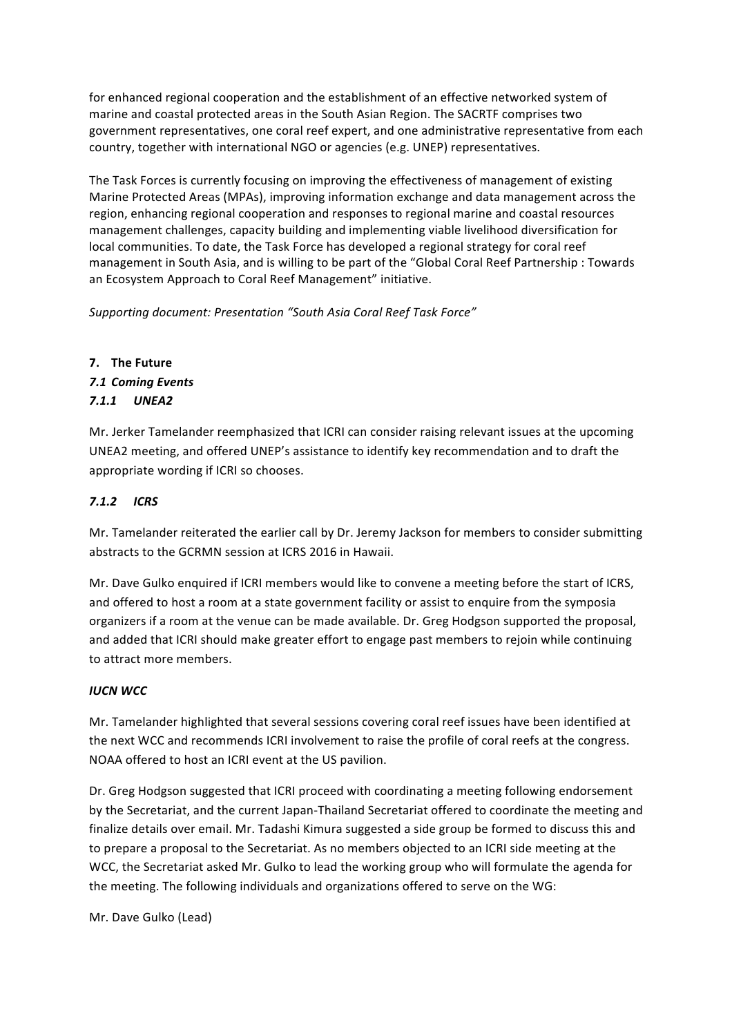for enhanced regional cooperation and the establishment of an effective networked system of marine and coastal protected areas in the South Asian Region. The SACRTF comprises two government representatives, one coral reef expert, and one administrative representative from each country, together with international NGO or agencies (e.g. UNEP) representatives.

The Task Forces is currently focusing on improving the effectiveness of management of existing Marine Protected Areas (MPAs), improving information exchange and data management across the region, enhancing regional cooperation and responses to regional marine and coastal resources management challenges, capacity building and implementing viable livelihood diversification for local communities. To date, the Task Force has developed a regional strategy for coral reef management in South Asia, and is willing to be part of the "Global Coral Reef Partnership : Towards an Ecosystem Approach to Coral Reef Management" initiative.

*Supporting document: Presentation "South Asia Coral Reef Task Force"*

## 7. The Future

### *7.1 Coming Events*

#### *7.1.1 UNEA2*

Mr. Jerker Tamelander reemphasized that ICRI can consider raising relevant issues at the upcoming UNEA2 meeting, and offered UNEP's assistance to identify key recommendation and to draft the appropriate wording if ICRI so chooses.

#### *7.1.2 ICRS*

Mr. Tamelander reiterated the earlier call by Dr. Jeremy Jackson for members to consider submitting abstracts to the GCRMN session at ICRS 2016 in Hawaii.

Mr. Dave Gulko enquired if ICRI members would like to convene a meeting before the start of ICRS, and offered to host a room at a state government facility or assist to enquire from the symposia organizers if a room at the venue can be made available. Dr. Greg Hodgson supported the proposal, and added that ICRI should make greater effort to engage past members to rejoin while continuing to attract more members.

#### *IUCN WCC*

Mr. Tamelander highlighted that several sessions covering coral reef issues have been identified at the next WCC and recommends ICRI involvement to raise the profile of coral reefs at the congress. NOAA offered to host an ICRI event at the US pavilion.

Dr. Greg Hodgson suggested that ICRI proceed with coordinating a meeting following endorsement by the Secretariat, and the current Japan-Thailand Secretariat offered to coordinate the meeting and finalize details over email. Mr. Tadashi Kimura suggested a side group be formed to discuss this and to prepare a proposal to the Secretariat. As no members objected to an ICRI side meeting at the WCC, the Secretariat asked Mr. Gulko to lead the working group who will formulate the agenda for the meeting. The following individuals and organizations offered to serve on the WG:

Mr. Dave Gulko (Lead)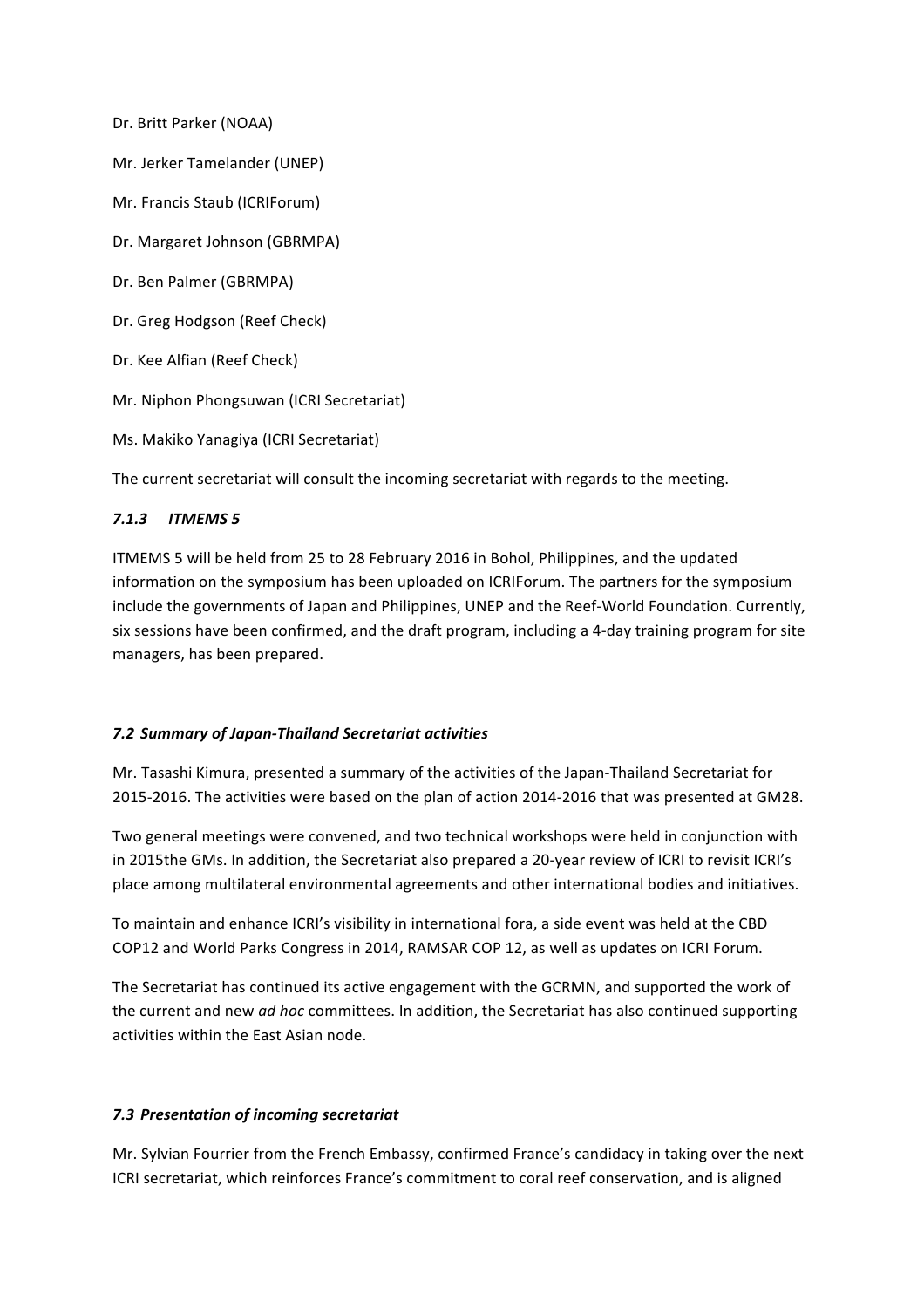Dr. Britt Parker (NOAA)

Mr. Jerker Tamelander (UNEP)

Mr. Francis Staub (ICRIForum)

Dr. Margaret Johnson (GBRMPA)

Dr. Ben Palmer (GBRMPA)

Dr. Greg Hodgson (Reef Check)

Dr. Kee Alfian (Reef Check)

Mr. Niphon Phongsuwan (ICRI Secretariat)

Ms. Makiko Yanagiya (ICRI Secretariat)

The current secretariat will consult the incoming secretariat with regards to the meeting.

#### *7.1.3 ITMEMS 5*

ITMEMS 5 will be held from 25 to 28 February 2016 in Bohol, Philippines, and the updated information on the symposium has been uploaded on ICRIForum. The partners for the symposium include the governments of Japan and Philippines, UNEP and the Reef-World Foundation. Currently, six sessions have been confirmed, and the draft program, including a 4-day training program for site managers, has been prepared.

### *7.2 Summary of Japan-Thailand Secretariat activities*

Mr. Tasashi Kimura, presented a summary of the activities of the Japan-Thailand Secretariat for 2015-2016. The activities were based on the plan of action 2014-2016 that was presented at GM28.

Two general meetings were convened, and two technical workshops were held in conjunction with in 2015the GMs. In addition, the Secretariat also prepared a 20-year review of ICRI to revisit ICRI's place among multilateral environmental agreements and other international bodies and initiatives.

To maintain and enhance ICRI's visibility in international fora, a side event was held at the CBD COP12 and World Parks Congress in 2014, RAMSAR COP 12, as well as updates on ICRI Forum.

The Secretariat has continued its active engagement with the GCRMN, and supported the work of the current and new *ad hoc* committees. In addition, the Secretariat has also continued supporting activities within the East Asian node.

### *7.3 Presentation of incoming secretariat*

Mr. Sylvian Fourrier from the French Embassy, confirmed France's candidacy in taking over the next ICRI secretariat, which reinforces France's commitment to coral reef conservation, and is aligned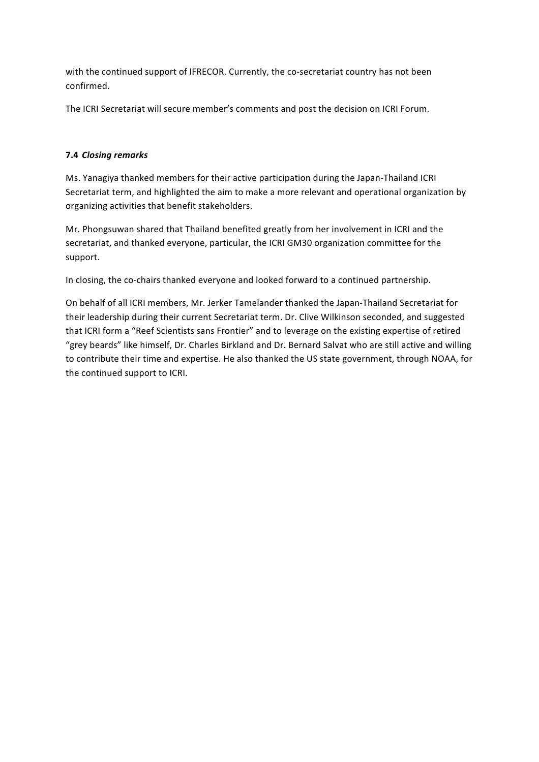with the continued support of IFRECOR. Currently, the co-secretariat country has not been confirmed.

The ICRI Secretariat will secure member's comments and post the decision on ICRI Forum.

### 7.4 *Closing remarks*

Ms. Yanagiya thanked members for their active participation during the Japan-Thailand ICRI Secretariat term, and highlighted the aim to make a more relevant and operational organization by organizing activities that benefit stakeholders.

Mr. Phongsuwan shared that Thailand benefited greatly from her involvement in ICRI and the secretariat, and thanked everyone, particular, the ICRI GM30 organization committee for the support.

In closing, the co-chairs thanked everyone and looked forward to a continued partnership.

On behalf of all ICRI members, Mr. Jerker Tamelander thanked the Japan-Thailand Secretariat for their leadership during their current Secretariat term. Dr. Clive Wilkinson seconded, and suggested that ICRI form a "Reef Scientists sans Frontier" and to leverage on the existing expertise of retired "grey beards" like himself, Dr. Charles Birkland and Dr. Bernard Salvat who are still active and willing to contribute their time and expertise. He also thanked the US state government, through NOAA, for the continued support to ICRI.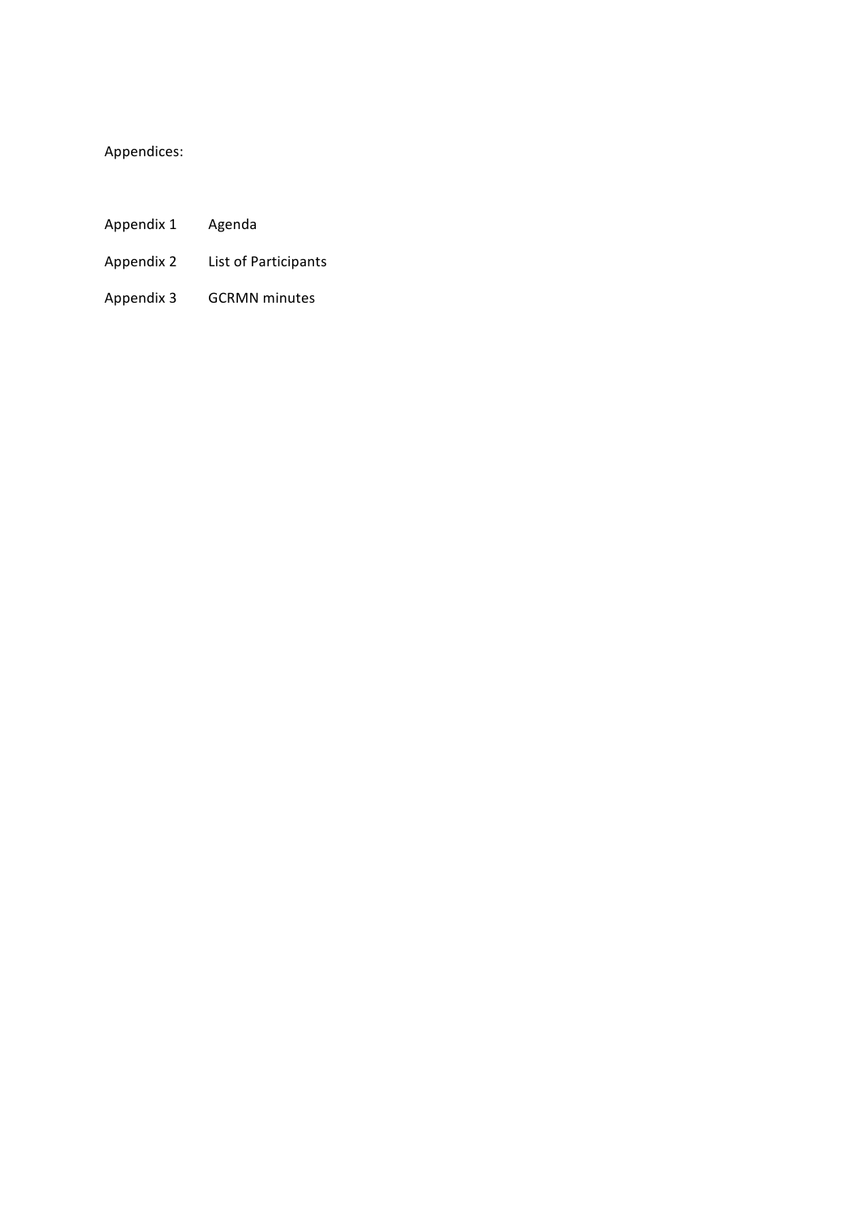Appendices:

| | |
|---|---|
| Appendix 1 | Agenda |
| Appendix 2 | List of Participants |
| Appendix 3 | GCRMN minutes |